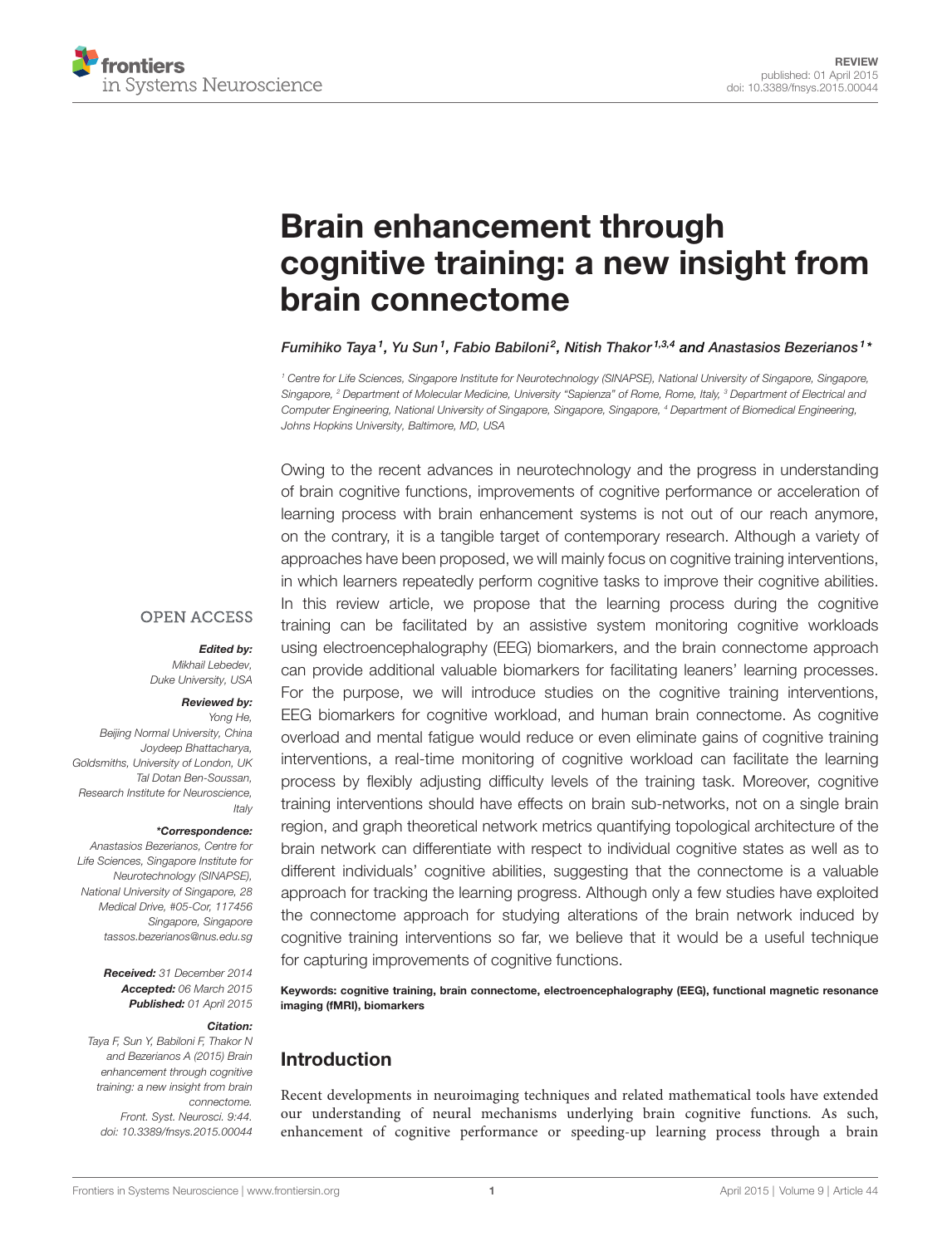REVIEW
published: 01 April 2015
doi: 10.3389/fnsys.2015.00044

# Brain enhancement through cognitive training: a new insight from brain connectome

*Fumihiko Taya[1], Yu Sun[1], Fabio Babiloni[2], Nitish Thakor[1,3,4] and Anastasios Bezerianos[1]**

[1] Centre for Life Sciences, Singapore Institute for Neurotechnology (SINAPSE), National University of Singapore, Singapore, Singapore, [2] Department of Molecular Medicine, University "Sapienza" of Rome, Rome, Italy, [3] Department of Electrical and Computer Engineering, National University of Singapore, Singapore, Singapore, [4] Department of Biomedical Engineering, Johns Hopkins University, Baltimore, MD, USA

Owing to the recent advances in neurotechnology and the progress in understanding of brain cognitive functions, improvements of cognitive performance or acceleration of learning process with brain enhancement systems is not out of our reach anymore, on the contrary, it is a tangible target of contemporary research. Although a variety of approaches have been proposed, we will mainly focus on cognitive training interventions, in which learners repeatedly perform cognitive tasks to improve their cognitive abilities. In this review article, we propose that the learning process during the cognitive training can be facilitated by an assistive system monitoring cognitive workloads using electroencephalography (EEG) biomarkers, and the brain connectome approach can provide additional valuable biomarkers for facilitating leaners' learning processes. For the purpose, we will introduce studies on the cognitive training interventions, EEG biomarkers for cognitive workload, and human brain connectome. As cognitive overload and mental fatigue would reduce or even eliminate gains of cognitive training interventions, a real-time monitoring of cognitive workload can facilitate the learning process by flexibly adjusting difficulty levels of the training task. Moreover, cognitive training interventions should have effects on brain sub-networks, not on a single brain region, and graph theoretical network metrics quantifying topological architecture of the brain network can differentiate with respect to individual cognitive states as well as to different individuals' cognitive abilities, suggesting that the connectome is a valuable approach for tracking the learning progress. Although only a few studies have exploited the connectome approach for studying alterations of the brain network induced by cognitive training interventions so far, we believe that it would be a useful technique for capturing improvements of cognitive functions.

**Keywords: cognitive training, brain connectome, electroencephalography (EEG), functional magnetic resonance imaging (fMRI), biomarkers**

OPEN ACCESS

***Edited by:***
*Mikhail Lebedev, Duke University, USA*

***Reviewed by:***
*Yong He, Beijing Normal University, China*
*Joydeep Bhattacharya, Goldsmiths, University of London, UK*
*Tal Dotan Ben-Soussan, Research Institute for Neuroscience, Italy*

***\*Correspondence:***
*Anastasios Bezerianos, Centre for Life Sciences, Singapore Institute for Neurotechnology (SINAPSE), National University of Singapore, 28 Medical Drive, #05-Cor, 117456 Singapore, Singapore*
*tassos.bezerianos@nus.edu.sg*

***Received:*** *31 December 2014*
***Accepted:*** *06 March 2015*
***Published:*** *01 April 2015*

***Citation:***
*Taya F, Sun Y, Babiloni F, Thakor N and Bezerianos A (2015) Brain enhancement through cognitive training: a new insight from brain connectome. Front. Syst. Neurosci. 9:44. doi: 10.3389/fnsys.2015.00044*

## Introduction

Recent developments in neuroimaging techniques and related mathematical tools have extended our understanding of neural mechanisms underlying brain cognitive functions. As such, enhancement of cognitive performance or speeding-up learning process through a brain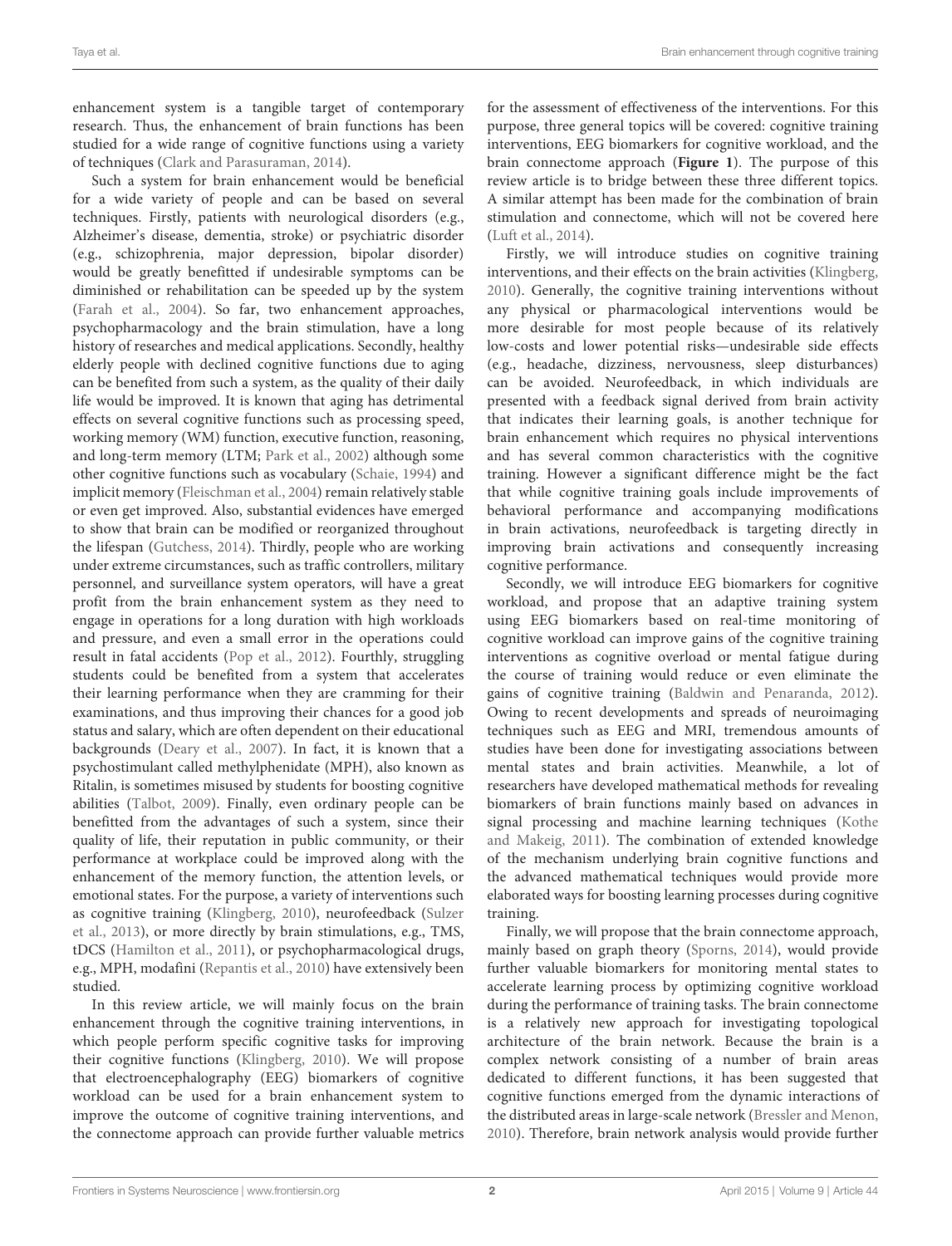enhancement system is a tangible target of contemporary research. Thus, the enhancement of brain functions has been studied for a wide range of cognitive functions using a variety of techniques (Clark and Parasuraman, 2014).

Such a system for brain enhancement would be beneficial for a wide variety of people and can be based on several techniques. Firstly, patients with neurological disorders (e.g., Alzheimer's disease, dementia, stroke) or psychiatric disorder (e.g., schizophrenia, major depression, bipolar disorder) would be greatly benefitted if undesirable symptoms can be diminished or rehabilitation can be speeded up by the system (Farah et al., 2004). So far, two enhancement approaches, psychopharmacology and the brain stimulation, have a long history of researches and medical applications. Secondly, healthy elderly people with declined cognitive functions due to aging can be benefited from such a system, as the quality of their daily life would be improved. It is known that aging has detrimental effects on several cognitive functions such as processing speed, working memory (WM) function, executive function, reasoning, and long-term memory (LTM; Park et al., 2002) although some other cognitive functions such as vocabulary (Schaie, 1994) and implicit memory (Fleischman et al., 2004) remain relatively stable or even get improved. Also, substantial evidences have emerged to show that brain can be modified or reorganized throughout the lifespan (Gutchess, 2014). Thirdly, people who are working under extreme circumstances, such as traffic controllers, military personnel, and surveillance system operators, will have a great profit from the brain enhancement system as they need to engage in operations for a long duration with high workloads and pressure, and even a small error in the operations could result in fatal accidents (Pop et al., 2012). Fourthly, struggling students could be benefited from a system that accelerates their learning performance when they are cramming for their examinations, and thus improving their chances for a good job status and salary, which are often dependent on their educational backgrounds (Deary et al., 2007). In fact, it is known that a psychostimulant called methylphenidate (MPH), also known as Ritalin, is sometimes misused by students for boosting cognitive abilities (Talbot, 2009). Finally, even ordinary people can be benefitted from the advantages of such a system, since their quality of life, their reputation in public community, or their performance at workplace could be improved along with the enhancement of the memory function, the attention levels, or emotional states. For the purpose, a variety of interventions such as cognitive training (Klingberg, 2010), neurofeedback (Sulzer et al., 2013), or more directly by brain stimulations, e.g., TMS, tDCS (Hamilton et al., 2011), or psychopharmacological drugs, e.g., MPH, modafini (Repantis et al., 2010) have extensively been studied.

In this review article, we will mainly focus on the brain enhancement through the cognitive training interventions, in which people perform specific cognitive tasks for improving their cognitive functions (Klingberg, 2010). We will propose that electroencephalography (EEG) biomarkers of cognitive workload can be used for a brain enhancement system to improve the outcome of cognitive training interventions, and the connectome approach can provide further valuable metrics for the assessment of effectiveness of the interventions. For this purpose, three general topics will be covered: cognitive training interventions, EEG biomarkers for cognitive workload, and the brain connectome approach (**Figure 1**). The purpose of this review article is to bridge between these three different topics. A similar attempt has been made for the combination of brain stimulation and connectome, which will not be covered here (Luft et al., 2014).

Firstly, we will introduce studies on cognitive training interventions, and their effects on the brain activities (Klingberg, 2010). Generally, the cognitive training interventions without any physical or pharmacological interventions would be more desirable for most people because of its relatively low-costs and lower potential risks—undesirable side effects (e.g., headache, dizziness, nervousness, sleep disturbances) can be avoided. Neurofeedback, in which individuals are presented with a feedback signal derived from brain activity that indicates their learning goals, is another technique for brain enhancement which requires no physical interventions and has several common characteristics with the cognitive training. However a significant difference might be the fact that while cognitive training goals include improvements of behavioral performance and accompanying modifications in brain activations, neurofeedback is targeting directly in improving brain activations and consequently increasing cognitive performance.

Secondly, we will introduce EEG biomarkers for cognitive workload, and propose that an adaptive training system using EEG biomarkers based on real-time monitoring of cognitive workload can improve gains of the cognitive training interventions as cognitive overload or mental fatigue during the course of training would reduce or even eliminate the gains of cognitive training (Baldwin and Penaranda, 2012). Owing to recent developments and spreads of neuroimaging techniques such as EEG and MRI, tremendous amounts of studies have been done for investigating associations between mental states and brain activities. Meanwhile, a lot of researchers have developed mathematical methods for revealing biomarkers of brain functions mainly based on advances in signal processing and machine learning techniques (Kothe and Makeig, 2011). The combination of extended knowledge of the mechanism underlying brain cognitive functions and the advanced mathematical techniques would provide more elaborated ways for boosting learning processes during cognitive training.

Finally, we will propose that the brain connectome approach, mainly based on graph theory (Sporns, 2014), would provide further valuable biomarkers for monitoring mental states to accelerate learning process by optimizing cognitive workload during the performance of training tasks. The brain connectome is a relatively new approach for investigating topological architecture of the brain network. Because the brain is a complex network consisting of a number of brain areas dedicated to different functions, it has been suggested that cognitive functions emerged from the dynamic interactions of the distributed areas in large-scale network (Bressler and Menon, 2010). Therefore, brain network analysis would provide further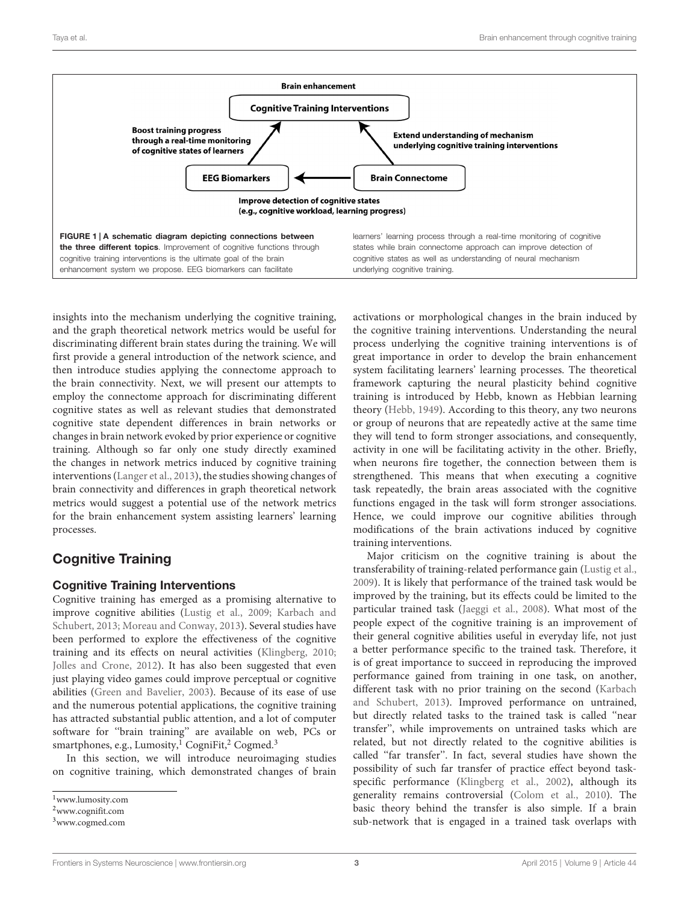Brain enhancement

Cognitive Training Interventions

Boost training progress through a real-time monitoring of cognitive states of learners

Extend understanding of mechanism underlying cognitive training interventions

EEG Biomarkers

Brain Connectome

Improve detection of cognitive states (e.g., cognitive workload, learning progress)

**FIGURE 1 | A schematic diagram depicting connections between the three different topics**. Improvement of cognitive functions through cognitive training interventions is the ultimate goal of the brain enhancement system we propose. EEG biomarkers can facilitate learners' learning process through a real-time monitoring of cognitive states while brain connectome approach can improve detection of cognitive states as well as understanding of neural mechanism underlying cognitive training.

insights into the mechanism underlying the cognitive training, and the graph theoretical network metrics would be useful for discriminating different brain states during the training. We will first provide a general introduction of the network science, and then introduce studies applying the connectome approach to the brain connectivity. Next, we will present our attempts to employ the connectome approach for discriminating different cognitive states as well as relevant studies that demonstrated cognitive state dependent differences in brain networks or changes in brain network evoked by prior experience or cognitive training. Although so far only one study directly examined the changes in network metrics induced by cognitive training interventions (Langer et al., 2013), the studies showing changes of brain connectivity and differences in graph theoretical network metrics would suggest a potential use of the network metrics for the brain enhancement system assisting learners' learning processes.

## Cognitive Training

### Cognitive Training Interventions

Cognitive training has emerged as a promising alternative to improve cognitive abilities (Lustig et al., 2009; Karbach and Schubert, 2013; Moreau and Conway, 2013). Several studies have been performed to explore the effectiveness of the cognitive training and its effects on neural activities (Klingberg, 2010; Jolles and Crone, 2012). It has also been suggested that even just playing video games could improve perceptual or cognitive abilities (Green and Bavelier, 2003). Because of its ease of use and the numerous potential applications, the cognitive training has attracted substantial public attention, and a lot of computer software for "brain training" are available on web, PCs or smartphones, e.g., Lumosity,[1] CogniFit,[2] Cogmed.[3]

In this section, we will introduce neuroimaging studies on cognitive training, which demonstrated changes of brain activations or morphological changes in the brain induced by the cognitive training interventions. Understanding the neural process underlying the cognitive training interventions is of great importance in order to develop the brain enhancement system facilitating learners' learning processes. The theoretical framework capturing the neural plasticity behind cognitive training is introduced by Hebb, known as Hebbian learning theory (Hebb, 1949). According to this theory, any two neurons or group of neurons that are repeatedly active at the same time they will tend to form stronger associations, and consequently, activity in one will be facilitating activity in the other. Briefly, when neurons fire together, the connection between them is strengthened. This means that when executing a cognitive task repeatedly, the brain areas associated with the cognitive functions engaged in the task will form stronger associations. Hence, we could improve our cognitive abilities through modifications of the brain activations induced by cognitive training interventions.

Major criticism on the cognitive training is about the transferability of training-related performance gain (Lustig et al., 2009). It is likely that performance of the trained task would be improved by the training, but its effects could be limited to the particular trained task (Jaeggi et al., 2008). What most of the people expect of the cognitive training is an improvement of their general cognitive abilities useful in everyday life, not just a better performance specific to the trained task. Therefore, it is of great importance to succeed in reproducing the improved performance gained from training in one task, on another, different task with no prior training on the second (Karbach and Schubert, 2013). Improved performance on untrained, but directly related tasks to the trained task is called "near transfer", while improvements on untrained tasks which are related, but not directly related to the cognitive abilities is called "far transfer". In fact, several studies have shown the possibility of such far transfer of practice effect beyond task-specific performance (Klingberg et al., 2002), although its generality remains controversial (Colom et al., 2010). The basic theory behind the transfer is also simple. If a brain sub-network that is engaged in a trained task overlaps with

[1] www.lumosity.com

[2] www.cognifit.com

[3] www.cogmed.com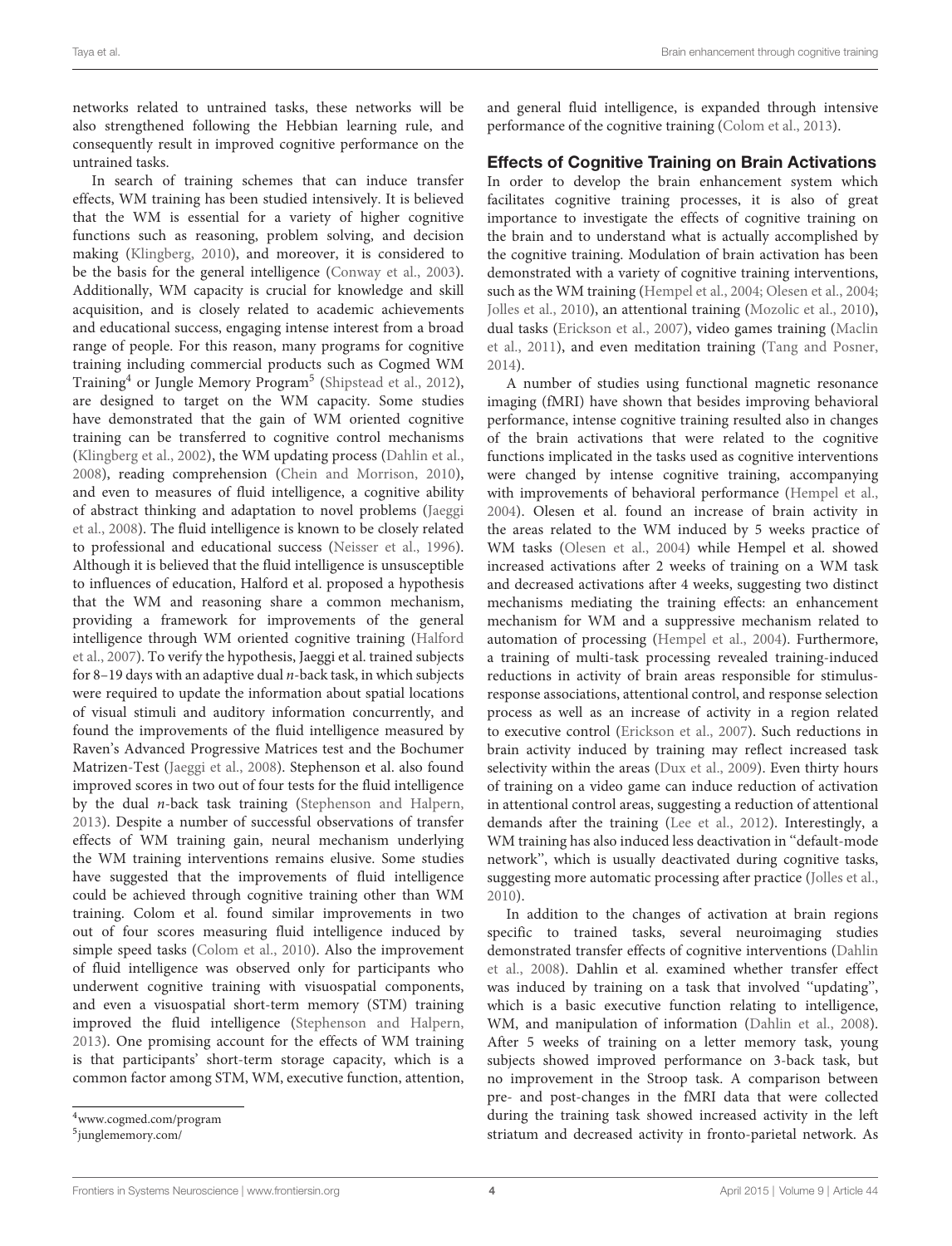networks related to untrained tasks, these networks will be also strengthened following the Hebbian learning rule, and consequently result in improved cognitive performance on the untrained tasks.

In search of training schemes that can induce transfer effects, WM training has been studied intensively. It is believed that the WM is essential for a variety of higher cognitive functions such as reasoning, problem solving, and decision making (Klingberg, 2010), and moreover, it is considered to be the basis for the general intelligence (Conway et al., 2003). Additionally, WM capacity is crucial for knowledge and skill acquisition, and is closely related to academic achievements and educational success, engaging intense interest from a broad range of people. For this reason, many programs for cognitive training including commercial products such as Cogmed WM Training[4] or Jungle Memory Program[5] (Shipstead et al., 2012), are designed to target on the WM capacity. Some studies have demonstrated that the gain of WM oriented cognitive training can be transferred to cognitive control mechanisms (Klingberg et al., 2002), the WM updating process (Dahlin et al., 2008), reading comprehension (Chein and Morrison, 2010), and even to measures of fluid intelligence, a cognitive ability of abstract thinking and adaptation to novel problems (Jaeggi et al., 2008). The fluid intelligence is known to be closely related to professional and educational success (Neisser et al., 1996). Although it is believed that the fluid intelligence is unsusceptible to influences of education, Halford et al. proposed a hypothesis that the WM and reasoning share a common mechanism, providing a framework for improvements of the general intelligence through WM oriented cognitive training (Halford et al., 2007). To verify the hypothesis, Jaeggi et al. trained subjects for 8–19 days with an adaptive dual $n$-back task, in which subjects were required to update the information about spatial locations of visual stimuli and auditory information concurrently, and found the improvements of the fluid intelligence measured by Raven's Advanced Progressive Matrices test and the Bochumer Matrizen-Test (Jaeggi et al., 2008). Stephenson et al. also found improved scores in two out of four tests for the fluid intelligence by the dual $n$-back task training (Stephenson and Halpern, 2013). Despite a number of successful observations of transfer effects of WM training gain, neural mechanism underlying the WM training interventions remains elusive. Some studies have suggested that the improvements of fluid intelligence could be achieved through cognitive training other than WM training. Colom et al. found similar improvements in two out of four scores measuring fluid intelligence induced by simple speed tasks (Colom et al., 2010). Also the improvement of fluid intelligence was observed only for participants who underwent cognitive training with visuospatial components, and even a visuospatial short-term memory (STM) training improved the fluid intelligence (Stephenson and Halpern, 2013). One promising account for the effects of WM training is that participants' short-term storage capacity, which is a common factor among STM, WM, executive function, attention, and general fluid intelligence, is expanded through intensive performance of the cognitive training (Colom et al., 2013).

[4]www.cogmed.com/program

[5]junglememory.com/

## Effects of Cognitive Training on Brain Activations

In order to develop the brain enhancement system which facilitates cognitive training processes, it is also of great importance to investigate the effects of cognitive training on the brain and to understand what is actually accomplished by the cognitive training. Modulation of brain activation has been demonstrated with a variety of cognitive training interventions, such as the WM training (Hempel et al., 2004; Olesen et al., 2004; Jolles et al., 2010), an attentional training (Mozolic et al., 2010), dual tasks (Erickson et al., 2007), video games training (Maclin et al., 2011), and even meditation training (Tang and Posner, 2014).

A number of studies using functional magnetic resonance imaging (fMRI) have shown that besides improving behavioral performance, intense cognitive training resulted also in changes of the brain activations that were related to the cognitive functions implicated in the tasks used as cognitive interventions were changed by intense cognitive training, accompanying with improvements of behavioral performance (Hempel et al., 2004). Olesen et al. found an increase of brain activity in the areas related to the WM induced by 5 weeks practice of WM tasks (Olesen et al., 2004) while Hempel et al. showed increased activations after 2 weeks of training on a WM task and decreased activations after 4 weeks, suggesting two distinct mechanisms mediating the training effects: an enhancement mechanism for WM and a suppressive mechanism related to automation of processing (Hempel et al., 2004). Furthermore, a training of multi-task processing revealed training-induced reductions in activity of brain areas responsible for stimulus-response associations, attentional control, and response selection process as well as an increase of activity in a region related to executive control (Erickson et al., 2007). Such reductions in brain activity induced by training may reflect increased task selectivity within the areas (Dux et al., 2009). Even thirty hours of training on a video game can induce reduction of activation in attentional control areas, suggesting a reduction of attentional demands after the training (Lee et al., 2012). Interestingly, a WM training has also induced less deactivation in "default-mode network", which is usually deactivated during cognitive tasks, suggesting more automatic processing after practice (Jolles et al., 2010).

In addition to the changes of activation at brain regions specific to trained tasks, several neuroimaging studies demonstrated transfer effects of cognitive interventions (Dahlin et al., 2008). Dahlin et al. examined whether transfer effect was induced by training on a task that involved "updating", which is a basic executive function relating to intelligence, WM, and manipulation of information (Dahlin et al., 2008). After 5 weeks of training on a letter memory task, young subjects showed improved performance on 3-back task, but no improvement in the Stroop task. A comparison between pre- and post-changes in the fMRI data that were collected during the training task showed increased activity in the left striatum and decreased activity in fronto-parietal network. As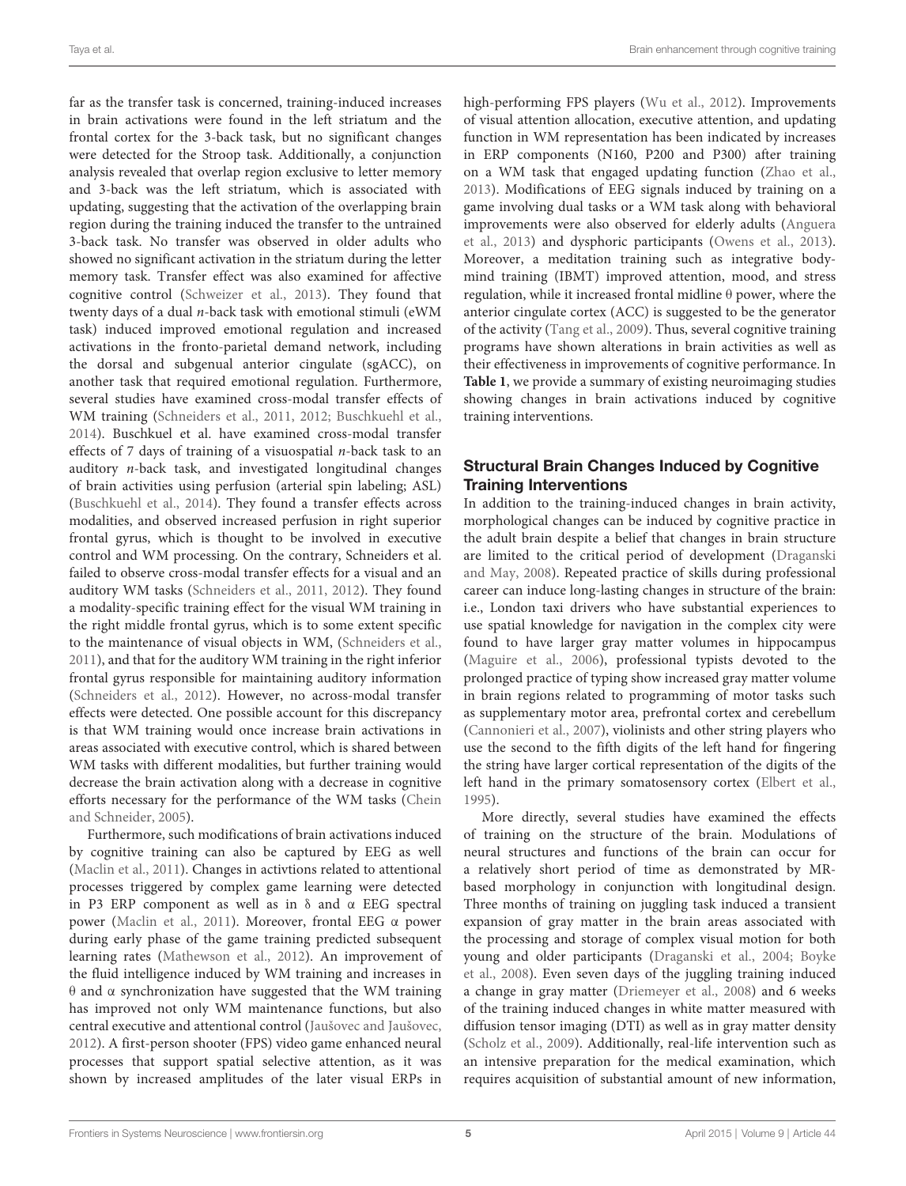far as the transfer task is concerned, training-induced increases in brain activations were found in the left striatum and the frontal cortex for the 3-back task, but no significant changes were detected for the Stroop task. Additionally, a conjunction analysis revealed that overlap region exclusive to letter memory and 3-back was the left striatum, which is associated with updating, suggesting that the activation of the overlapping brain region during the training induced the transfer to the untrained 3-back task. No transfer was observed in older adults who showed no significant activation in the striatum during the letter memory task. Transfer effect was also examined for affective cognitive control (Schweizer et al., 2013). They found that twenty days of a dual *n*-back task with emotional stimuli (eWM task) induced improved emotional regulation and increased activations in the fronto-parietal demand network, including the dorsal and subgenual anterior cingulate (sgACC), on another task that required emotional regulation. Furthermore, several studies have examined cross-modal transfer effects of WM training (Schneiders et al., 2011, 2012; Buschkuehl et al., 2014). Buschkuel et al. have examined cross-modal transfer effects of 7 days of training of a visuospatial *n*-back task to an auditory *n*-back task, and investigated longitudinal changes of brain activities using perfusion (arterial spin labeling; ASL) (Buschkuehl et al., 2014). They found a transfer effects across modalities, and observed increased perfusion in right superior frontal gyrus, which is thought to be involved in executive control and WM processing. On the contrary, Schneiders et al. failed to observe cross-modal transfer effects for a visual and an auditory WM tasks (Schneiders et al., 2011, 2012). They found a modality-specific training effect for the visual WM training in the right middle frontal gyrus, which is to some extent specific to the maintenance of visual objects in WM, (Schneiders et al., 2011), and that for the auditory WM training in the right inferior frontal gyrus responsible for maintaining auditory information (Schneiders et al., 2012). However, no across-modal transfer effects were detected. One possible account for this discrepancy is that WM training would once increase brain activations in areas associated with executive control, which is shared between WM tasks with different modalities, but further training would decrease the brain activation along with a decrease in cognitive efforts necessary for the performance of the WM tasks (Chein and Schneider, 2005).

Furthermore, such modifications of brain activations induced by cognitive training can also be captured by EEG as well (Maclin et al., 2011). Changes in activtions related to attentional processes triggered by complex game learning were detected in P3 ERP component as well as in δ and α EEG spectral power (Maclin et al., 2011). Moreover, frontal EEG α power during early phase of the game training predicted subsequent learning rates (Mathewson et al., 2012). An improvement of the fluid intelligence induced by WM training and increases in θ and α synchronization have suggested that the WM training has improved not only WM maintenance functions, but also central executive and attentional control (Jaušovec and Jaušovec, 2012). A first-person shooter (FPS) video game enhanced neural processes that support spatial selective attention, as it was shown by increased amplitudes of the later visual ERPs in high-performing FPS players (Wu et al., 2012). Improvements of visual attention allocation, executive attention, and updating function in WM representation has been indicated by increases in ERP components (N160, P200 and P300) after training on a WM task that engaged updating function (Zhao et al., 2013). Modifications of EEG signals induced by training on a game involving dual tasks or a WM task along with behavioral improvements were also observed for elderly adults (Anguera et al., 2013) and dysphoric participants (Owens et al., 2013). Moreover, a meditation training such as integrative body-mind training (IBMT) improved attention, mood, and stress regulation, while it increased frontal midline θ power, where the anterior cingulate cortex (ACC) is suggested to be the generator of the activity (Tang et al., 2009). Thus, several cognitive training programs have shown alterations in brain activities as well as their effectiveness in improvements of cognitive performance. In **Table 1**, we provide a summary of existing neuroimaging studies showing changes in brain activations induced by cognitive training interventions.

### Structural Brain Changes Induced by Cognitive Training Interventions

In addition to the training-induced changes in brain activity, morphological changes can be induced by cognitive practice in the adult brain despite a belief that changes in brain structure are limited to the critical period of development (Draganski and May, 2008). Repeated practice of skills during professional career can induce long-lasting changes in structure of the brain: i.e., London taxi drivers who have substantial experiences to use spatial knowledge for navigation in the complex city were found to have larger gray matter volumes in hippocampus (Maguire et al., 2006), professional typists devoted to the prolonged practice of typing show increased gray matter volume in brain regions related to programming of motor tasks such as supplementary motor area, prefrontal cortex and cerebellum (Cannonieri et al., 2007), violinists and other string players who use the second to the fifth digits of the left hand for fingering the string have larger cortical representation of the digits of the left hand in the primary somatosensory cortex (Elbert et al., 1995).

More directly, several studies have examined the effects of training on the structure of the brain. Modulations of neural structures and functions of the brain can occur for a relatively short period of time as demonstrated by MR-based morphology in conjunction with longitudinal design. Three months of training on juggling task induced a transient expansion of gray matter in the brain areas associated with the processing and storage of complex visual motion for both young and older participants (Draganski et al., 2004; Boyke et al., 2008). Even seven days of the juggling training induced a change in gray matter (Driemeyer et al., 2008) and 6 weeks of the training induced changes in white matter measured with diffusion tensor imaging (DTI) as well as in gray matter density (Scholz et al., 2009). Additionally, real-life intervention such as an intensive preparation for the medical examination, which requires acquisition of substantial amount of new information,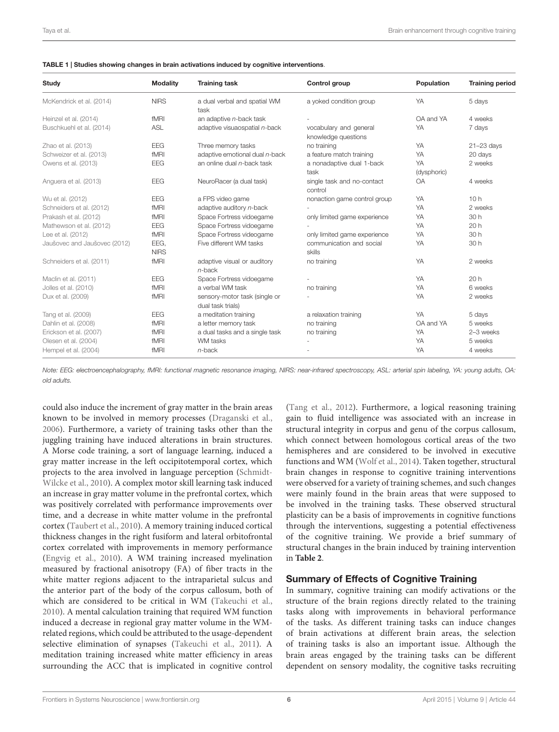**TABLE 1 | Studies showing changes in brain activations induced by cognitive interventions.**

| Study | Modality | Training task | Control group | Population | Training period |
|---|---|---|---|---|---|
| McKendrick et al. (2014) | NIRS | a dual verbal and spatial WM task | a yoked condition group | YA | 5 days |
| Heinzel et al. (2014) | fMRI | an adaptive *n*-back task | - | OA and YA | 4 weeks |
| Buschkuehl et al. (2014) | ASL | adaptive visuaospatial *n*-back | vocabulary and general knowledge questions | YA | 7 days |
| Zhao et al. (2013) | EEG | Three memory tasks | no training | YA | 21–23 days |
| Schweizer et al. (2013) | fMRI | adaptive emotional dual *n*-back | a feature match training | YA | 20 days |
| Owens et al. (2013) | EEG | an online dual *n*-back task | a nonadaptive dual 1-back task | YA (dysphoric) | 2 weeks |
| Anguera et al. (2013) | EEG | NeuroRacer (a dual task) | single task and no-contact control | OA | 4 weeks |
| Wu et al. (2012) | EEG | a FPS video game | nonaction game control group | YA | 10 h |
| Schneiders et al. (2012) | fMRI | adaptive auditory *n*-back | - | YA | 2 weeks |
| Prakash et al. (2012) | fMRI | Space Fortress videogame | only limited game experience | YA | 30 h |
| Mathewson et al. (2012) | EEG | Space Fortress videogame | - | YA | 20 h |
| Lee et al. (2012) | fMRI | Space Fortress videogame | only limited game experience | YA | 30 h |
| Jaušovec and Jaušovec (2012) | EEG, NIRS | Five different WM tasks | communication and social skills | YA | 30 h |
| Schneiders et al. (2011) | fMRI | adaptive visual or auditory *n*-back | no training | YA | 2 weeks |
| Maclin et al. (2011) | EEG | Space Fortress videogame | - | YA | 20 h |
| Jolles et al. (2010) | fMRI | a verbal WM task | no training | YA | 6 weeks |
| Dux et al. (2009) | fMRI | sensory-motor task (single or dual task trials) | - | YA | 2 weeks |
| Tang et al. (2009) | EEG | a meditation training | a relaxation training | YA | 5 days |
| Dahlin et al. (2008) | fMRI | a letter memory task | no training | OA and YA | 5 weeks |
| Erickson et al. (2007) | fMRI | a dual tasks and a single task | no training | YA | 2–3 weeks |
| Olesen et al. (2004) | fMRI | WM tasks | - | YA | 5 weeks |
| Hempel et al. (2004) | fMRI | *n*-back | - | YA | 4 weeks |

*Note: EEG: electroencephalography, fMRI: functional magnetic resonance imaging, NIRS: near-infrared spectroscopy, ASL: arterial spin labeling, YA: young adults, OA: old adults.*

could also induce the increment of gray matter in the brain areas known to be involved in memory processes (Draganski et al., 2006). Furthermore, a variety of training tasks other than the juggling training have induced alterations in brain structures. A Morse code training, a sort of language learning, induced a gray matter increase in the left occipitotemporal cortex, which projects to the area involved in language perception (Schmidt-Wilcke et al., 2010). A complex motor skill learning task induced an increase in gray matter volume in the prefrontal cortex, which was positively correlated with performance improvements over time, and a decrease in white matter volume in the prefrontal cortex (Taubert et al., 2010). A memory training induced cortical thickness changes in the right fusiform and lateral orbitofrontal cortex correlated with improvements in memory performance (Engvig et al., 2010). A WM training increased myelination measured by fractional anisotropy (FA) of fiber tracts in the white matter regions adjacent to the intraparietal sulcus and the anterior part of the body of the corpus callosum, both of which are considered to be critical in WM (Takeuchi et al., 2010). A mental calculation training that required WM function induced a decrease in regional gray matter volume in the WM-related regions, which could be attributed to the usage-dependent selective elimination of synapses (Takeuchi et al., 2011). A meditation training increased white matter efficiency in areas surrounding the ACC that is implicated in cognitive control (Tang et al., 2012). Furthermore, a logical reasoning training gain to fluid intelligence was associated with an increase in structural integrity in corpus and genu of the corpus callosum, which connect between homologous cortical areas of the two hemispheres and are considered to be involved in executive functions and WM (Wolf et al., 2014). Taken together, structural brain changes in response to cognitive training interventions were observed for a variety of training schemes, and such changes were mainly found in the brain areas that were supposed to be involved in the training tasks. These observed structural plasticity can be a basis of improvements in cognitive functions through the interventions, suggesting a potential effectiveness of the cognitive training. We provide a brief summary of structural changes in the brain induced by training intervention in **Table 2**.

## Summary of Effects of Cognitive Training

In summary, cognitive training can modify activations or the structure of the brain regions directly related to the training tasks along with improvements in behavioral performance of the tasks. As different training tasks can induce changes of brain activations at different brain areas, the selection of training tasks is also an important issue. Although the brain areas engaged by the training tasks can be different dependent on sensory modality, the cognitive tasks recruiting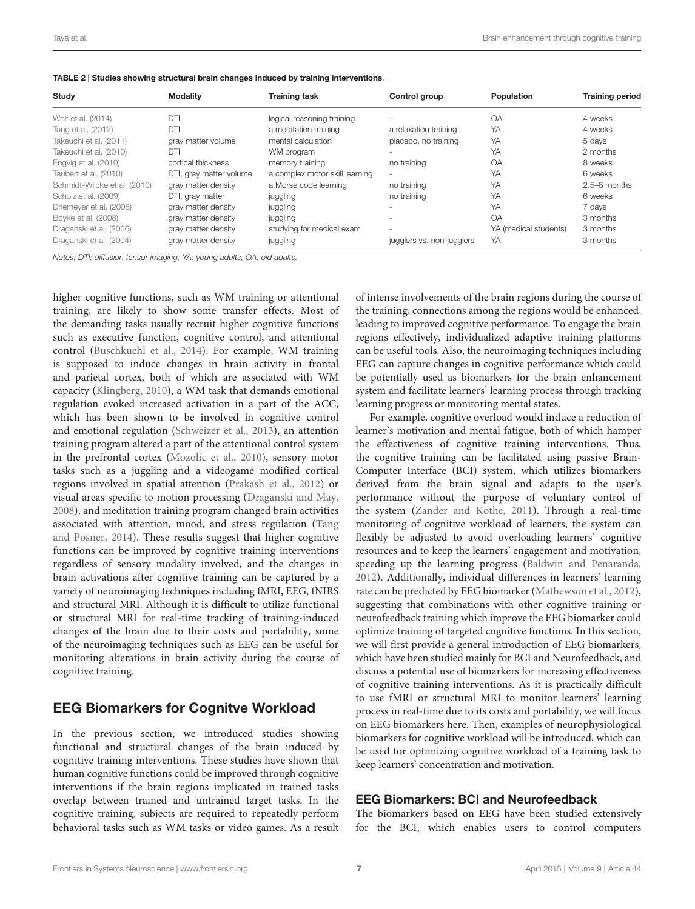**TABLE 2 | Studies showing structural brain changes induced by training interventions.**

| Study | Modality | Training task | Control group | Population | Training period |
|---|---|---|---|---|---|
| Wolf et al. (2014) | DTI | logical reasoning training | - | OA | 4 weeks |
| Tang et al. (2012) | DTI | a meditation training | a relaxation training | YA | 4 weeks |
| Takeuchi et al. (2011) | gray matter volume | mental calculation | placebo, no training | YA | 5 days |
| Takeuchi et al. (2010) | DTI | WM program | - | YA | 2 months |
| Engvig et al. (2010) | cortical thickness | memory training | no training | OA | 8 weeks |
| Taubert et al. (2010) | DTI, gray matter volume | a complex motor skill learning | - | YA | 6 weeks |
| Schmidt-Wilcke et al. (2010) | gray matter density | a Morse code learning | no training | YA | 2.5–8 months |
| Scholz et al. (2009) | DTI, gray matter | juggling | no training | YA | 6 weeks |
| Driemeyer et al. (2008) | gray matter density | juggling | - | YA | 7 days |
| Boyke et al. (2008) | gray matter density | juggling | - | OA | 3 months |
| Draganski et al. (2006) | gray matter density | studying for medical exam | - | YA (medical students) | 3 months |
| Draganski et al. (2004) | gray matter density | juggling | jugglers vs. non-jugglers | YA | 3 months |

*Notes: DTI: diffusion tensor imaging, YA: young adults, OA: old adults.*

higher cognitive functions, such as WM training or attentional training, are likely to show some transfer effects. Most of the demanding tasks usually recruit higher cognitive functions such as executive function, cognitive control, and attentional control (Buschkuehl et al., 2014). For example, WM training is supposed to induce changes in brain activity in frontal and parietal cortex, both of which are associated with WM capacity (Klingberg, 2010), a WM task that demands emotional regulation evoked increased activation in a part of the ACC, which has been shown to be involved in cognitive control and emotional regulation (Schweizer et al., 2013), an attention training program altered a part of the attentional control system in the prefrontal cortex (Mozolic et al., 2010), sensory motor tasks such as a juggling and a videogame modified cortical regions involved in spatial attention (Prakash et al., 2012) or visual areas specific to motion processing (Draganski and May, 2008), and meditation training program changed brain activities associated with attention, mood, and stress regulation (Tang and Posner, 2014). These results suggest that higher cognitive functions can be improved by cognitive training interventions regardless of sensory modality involved, and the changes in brain activations after cognitive training can be captured by a variety of neuroimaging techniques including fMRI, EEG, fNIRS and structural MRI. Although it is difficult to utilize functional or structural MRI for real-time tracking of training-induced changes of the brain due to their costs and portability, some of the neuroimaging techniques such as EEG can be useful for monitoring alterations in brain activity during the course of cognitive training.

## EEG Biomarkers for Cognitve Workload

In the previous section, we introduced studies showing functional and structural changes of the brain induced by cognitive training interventions. These studies have shown that human cognitive functions could be improved through cognitive interventions if the brain regions implicated in trained tasks overlap between trained and untrained target tasks. In the cognitive training, subjects are required to repeatedly perform behavioral tasks such as WM tasks or video games. As a result of intense involvements of the brain regions during the course of the training, connections among the regions would be enhanced, leading to improved cognitive performance. To engage the brain regions effectively, individualized adaptive training platforms can be useful tools. Also, the neuroimaging techniques including EEG can capture changes in cognitive performance which could be potentially used as biomarkers for the brain enhancement system and facilitate learners' learning process through tracking learning progress or monitoring mental states.

For example, cognitive overload would induce a reduction of learner's motivation and mental fatigue, both of which hamper the effectiveness of cognitive training interventions. Thus, the cognitive training can be facilitated using passive Brain-Computer Interface (BCI) system, which utilizes biomarkers derived from the brain signal and adapts to the user's performance without the purpose of voluntary control of the system (Zander and Kothe, 2011). Through a real-time monitoring of cognitive workload of learners, the system can flexibly be adjusted to avoid overloading learners' cognitive resources and to keep the learners' engagement and motivation, speeding up the learning progress (Baldwin and Penaranda, 2012). Additionally, individual differences in learners' learning rate can be predicted by EEG biomarker (Mathewson et al., 2012), suggesting that combinations with other cognitive training or neurofeedback training which improve the EEG biomarker could optimize training of targeted cognitive functions. In this section, we will first provide a general introduction of EEG biomarkers, which have been studied mainly for BCI and Neurofeedback, and discuss a potential use of biomarkers for increasing effectiveness of cognitive training interventions. As it is practically difficult to use fMRI or structural MRI to monitor learners' learning process in real-time due to its costs and portability, we will focus on EEG biomarkers here. Then, examples of neurophysiological biomarkers for cognitive workload will be introduced, which can be used for optimizing cognitive workload of a training task to keep learners' concentration and motivation.

### EEG Biomarkers: BCI and Neurofeedback

The biomarkers based on EEG have been studied extensively for the BCI, which enables users to control computers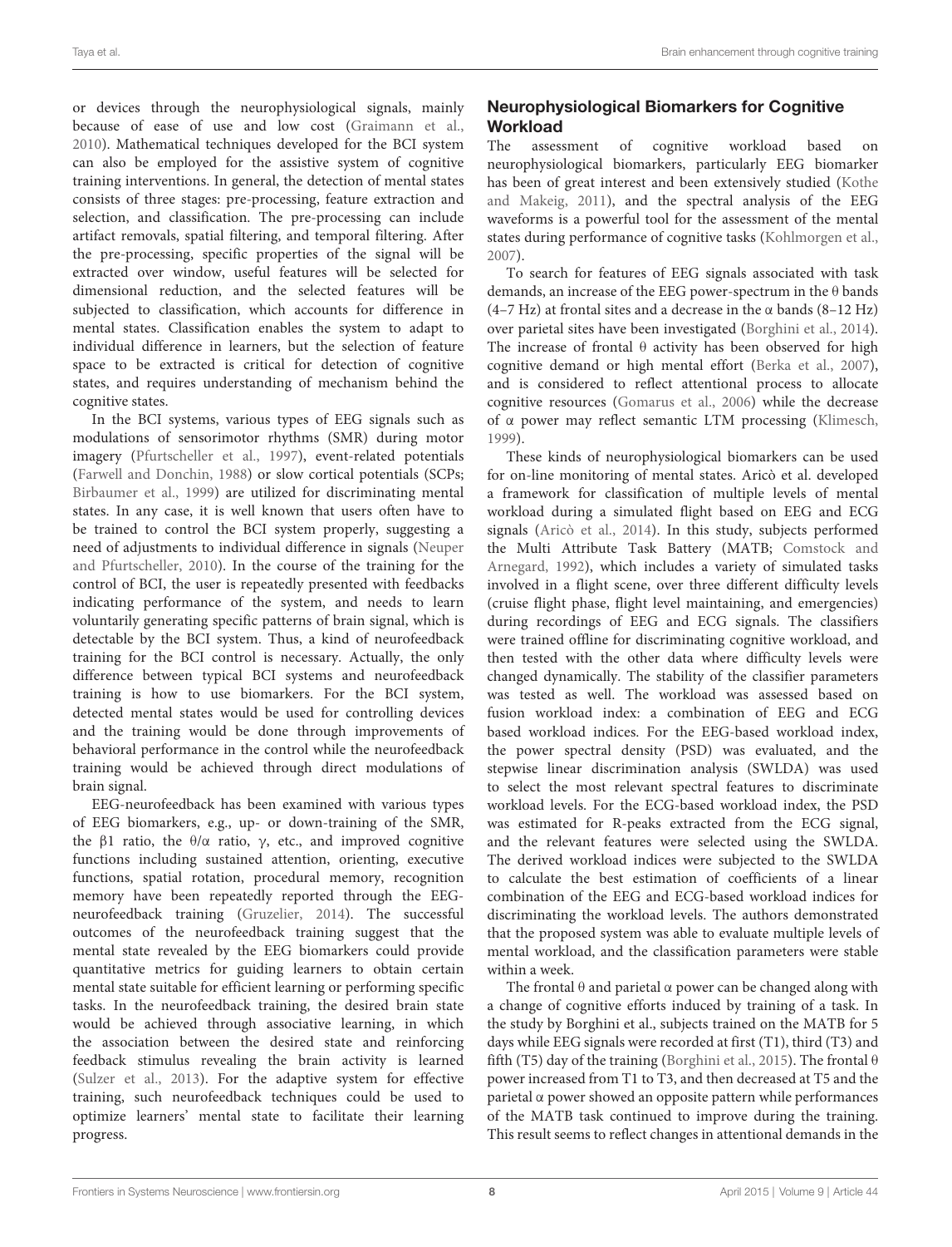or devices through the neurophysiological signals, mainly because of ease of use and low cost (Graimann et al., 2010). Mathematical techniques developed for the BCI system can also be employed for the assistive system of cognitive training interventions. In general, the detection of mental states consists of three stages: pre-processing, feature extraction and selection, and classification. The pre-processing can include artifact removals, spatial filtering, and temporal filtering. After the pre-processing, specific properties of the signal will be extracted over window, useful features will be selected for dimensional reduction, and the selected features will be subjected to classification, which accounts for difference in mental states. Classification enables the system to adapt to individual difference in learners, but the selection of feature space to be extracted is critical for detection of cognitive states, and requires understanding of mechanism behind the cognitive states.

In the BCI systems, various types of EEG signals such as modulations of sensorimotor rhythms (SMR) during motor imagery (Pfurtscheller et al., 1997), event-related potentials (Farwell and Donchin, 1988) or slow cortical potentials (SCPs; Birbaumer et al., 1999) are utilized for discriminating mental states. In any case, it is well known that users often have to be trained to control the BCI system properly, suggesting a need of adjustments to individual difference in signals (Neuper and Pfurtscheller, 2010). In the course of the training for the control of BCI, the user is repeatedly presented with feedbacks indicating performance of the system, and needs to learn voluntarily generating specific patterns of brain signal, which is detectable by the BCI system. Thus, a kind of neurofeedback training for the BCI control is necessary. Actually, the only difference between typical BCI systems and neurofeedback training is how to use biomarkers. For the BCI system, detected mental states would be used for controlling devices and the training would be done through improvements of behavioral performance in the control while the neurofeedback training would be achieved through direct modulations of brain signal.

EEG-neurofeedback has been examined with various types of EEG biomarkers, e.g., up- or down-training of the SMR, the $\beta 1$ ratio, the $\theta/\alpha$ ratio, $\gamma$, etc., and improved cognitive functions including sustained attention, orienting, executive functions, spatial rotation, procedural memory, recognition memory have been repeatedly reported through the EEG-neurofeedback training (Gruzelier, 2014). The successful outcomes of the neurofeedback training suggest that the mental state revealed by the EEG biomarkers could provide quantitative metrics for guiding learners to obtain certain mental state suitable for efficient learning or performing specific tasks. In the neurofeedback training, the desired brain state would be achieved through associative learning, in which the association between the desired state and reinforcing feedback stimulus revealing the brain activity is learned (Sulzer et al., 2013). For the adaptive system for effective training, such neurofeedback techniques could be used to optimize learners' mental state to facilitate their learning progress.

## Neurophysiological Biomarkers for Cognitive Workload

The assessment of cognitive workload based on neurophysiological biomarkers, particularly EEG biomarker has been of great interest and been extensively studied (Kothe and Makeig, 2011), and the spectral analysis of the EEG waveforms is a powerful tool for the assessment of the mental states during performance of cognitive tasks (Kohlmorgen et al., 2007).

To search for features of EEG signals associated with task demands, an increase of the EEG power-spectrum in the $\theta$ bands (4–7 Hz) at frontal sites and a decrease in the $\alpha$ bands (8–12 Hz) over parietal sites have been investigated (Borghini et al., 2014). The increase of frontal $\theta$ activity has been observed for high cognitive demand or high mental effort (Berka et al., 2007), and is considered to reflect attentional process to allocate cognitive resources (Gomarus et al., 2006) while the decrease of $\alpha$ power may reflect semantic LTM processing (Klimesch, 1999).

These kinds of neurophysiological biomarkers can be used for on-line monitoring of mental states. Aricò et al. developed a framework for classification of multiple levels of mental workload during a simulated flight based on EEG and ECG signals (Aricò et al., 2014). In this study, subjects performed the Multi Attribute Task Battery (MATB; Comstock and Arnegard, 1992), which includes a variety of simulated tasks involved in a flight scene, over three different difficulty levels (cruise flight phase, flight level maintaining, and emergencies) during recordings of EEG and ECG signals. The classifiers were trained offline for discriminating cognitive workload, and then tested with the other data where difficulty levels were changed dynamically. The stability of the classifier parameters was tested as well. The workload was assessed based on fusion workload index: a combination of EEG and ECG based workload indices. For the EEG-based workload index, the power spectral density (PSD) was evaluated, and the stepwise linear discrimination analysis (SWLDA) was used to select the most relevant spectral features to discriminate workload levels. For the ECG-based workload index, the PSD was estimated for R-peaks extracted from the ECG signal, and the relevant features were selected using the SWLDA. The derived workload indices were subjected to the SWLDA to calculate the best estimation of coefficients of a linear combination of the EEG and ECG-based workload indices for discriminating the workload levels. The authors demonstrated that the proposed system was able to evaluate multiple levels of mental workload, and the classification parameters were stable within a week.

The frontal $\theta$ and parietal $\alpha$ power can be changed along with a change of cognitive efforts induced by training of a task. In the study by Borghini et al., subjects trained on the MATB for 5 days while EEG signals were recorded at first (T1), third (T3) and fifth (T5) day of the training (Borghini et al., 2015). The frontal $\theta$ power increased from T1 to T3, and then decreased at T5 and the parietal $\alpha$ power showed an opposite pattern while performances of the MATB task continued to improve during the training. This result seems to reflect changes in attentional demands in the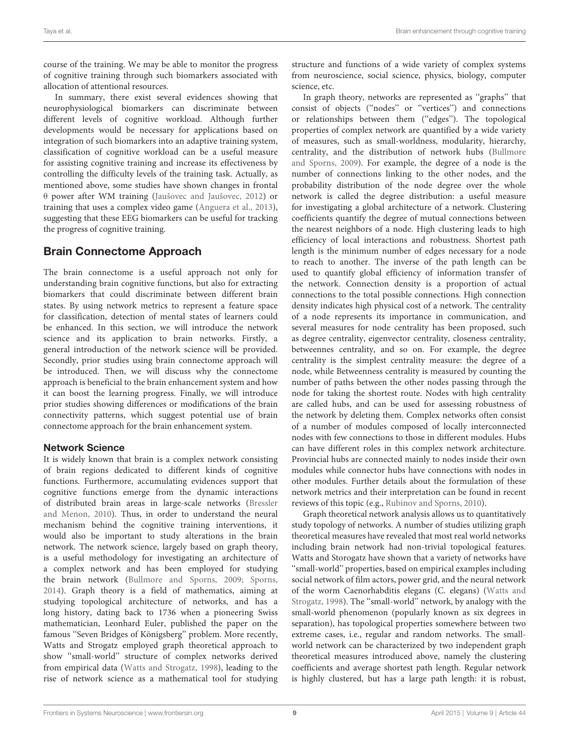course of the training. We may be able to monitor the progress of cognitive training through such biomarkers associated with allocation of attentional resources.

In summary, there exist several evidences showing that neurophysiological biomarkers can discriminate between different levels of cognitive workload. Although further developments would be necessary for applications based on integration of such biomarkers into an adaptive training system, classification of cognitive workload can be a useful measure for assisting cognitive training and increase its effectiveness by controlling the difficulty levels of the training task. Actually, as mentioned above, some studies have shown changes in frontal θ power after WM training (Jaušovec and Jaušovec, 2012) or training that uses a complex video game (Anguera et al., 2013), suggesting that these EEG biomarkers can be useful for tracking the progress of cognitive training.

## Brain Connectome Approach

The brain connectome is a useful approach not only for understanding brain cognitive functions, but also for extracting biomarkers that could discriminate between different brain states. By using network metrics to represent a feature space for classification, detection of mental states of learners could be enhanced. In this section, we will introduce the network science and its application to brain networks. Firstly, a general introduction of the network science will be provided. Secondly, prior studies using brain connectome approach will be introduced. Then, we will discuss why the connectome approach is beneficial to the brain enhancement system and how it can boost the learning progress. Finally, we will introduce prior studies showing differences or modifications of the brain connectivity patterns, which suggest potential use of brain connectome approach for the brain enhancement system.

### Network Science

It is widely known that brain is a complex network consisting of brain regions dedicated to different kinds of cognitive functions. Furthermore, accumulating evidences support that cognitive functions emerge from the dynamic interactions of distributed brain areas in large-scale networks (Bressler and Menon, 2010). Thus, in order to understand the neural mechanism behind the cognitive training interventions, it would also be important to study alterations in the brain network. The network science, largely based on graph theory, is a useful methodology for investigating an architecture of a complex network and has been employed for studying the brain network (Bullmore and Sporns, 2009; Sporns, 2014). Graph theory is a field of mathematics, aiming at studying topological architecture of networks, and has a long history, dating back to 1736 when a pioneering Swiss mathematician, Leonhard Euler, published the paper on the famous "Seven Bridges of Königsberg" problem. More recently, Watts and Strogatz employed graph theoretical approach to show "small-world" structure of complex networks derived from empirical data (Watts and Strogatz, 1998), leading to the rise of network science as a mathematical tool for studying structure and functions of a wide variety of complex systems from neuroscience, social science, physics, biology, computer science, etc.

In graph theory, networks are represented as "graphs" that consist of objects ("nodes" or "vertices") and connections or relationships between them ("edges"). The topological properties of complex network are quantified by a wide variety of measures, such as small-worldness, modularity, hierarchy, centrality, and the distribution of network hubs (Bullmore and Sporns, 2009). For example, the degree of a node is the number of connections linking to the other nodes, and the probability distribution of the node degree over the whole network is called the degree distribution: a useful measure for investigating a global architecture of a network. Clustering coefficients quantify the degree of mutual connections between the nearest neighbors of a node. High clustering leads to high efficiency of local interactions and robustness. Shortest path length is the minimum number of edges necessary for a node to reach to another. The inverse of the path length can be used to quantify global efficiency of information transfer of the network. Connection density is a proportion of actual connections to the total possible connections. High connection density indicates high physical cost of a network. The centrality of a node represents its importance in communication, and several measures for node centrality has been proposed, such as degree centrality, eigenvector centrality, closeness centrality, betweennes centrality, and so on. For example, the degree centrality is the simplest centrality measure: the degree of a node, while Betweenness centrality is measured by counting the number of paths between the other nodes passing through the node for taking the shortest route. Nodes with high centrality are called hubs, and can be used for assessing robustness of the network by deleting them. Complex networks often consist of a number of modules composed of locally interconnected nodes with few connections to those in different modules. Hubs can have different roles in this complex network architecture. Provincial hubs are connected mainly to nodes inside their own modules while connector hubs have connections with nodes in other modules. Further details about the formulation of these network metrics and their interpretation can be found in recent reviews of this topic (e.g., Rubinov and Sporns, 2010).

Graph theoretical network analysis allows us to quantitatively study topology of networks. A number of studies utilizing graph theoretical measures have revealed that most real world networks including brain network had non-trivial topological features. Watts and Storogatz have shown that a variety of networks have "small-world" properties, based on empirical examples including social network of film actors, power grid, and the neural network of the worm Caenorhabditis elegans (C. elegans) (Watts and Strogatz, 1998). The "small-world" network, by analogy with the small-world phenomenon (popularly known as six degrees in separation), has topological properties somewhere between two extreme cases, i.e., regular and random networks. The small-world network can be characterized by two independent graph theoretical measures introduced above, namely the clustering coefficients and average shortest path length. Regular network is highly clustered, but has a large path length: it is robust,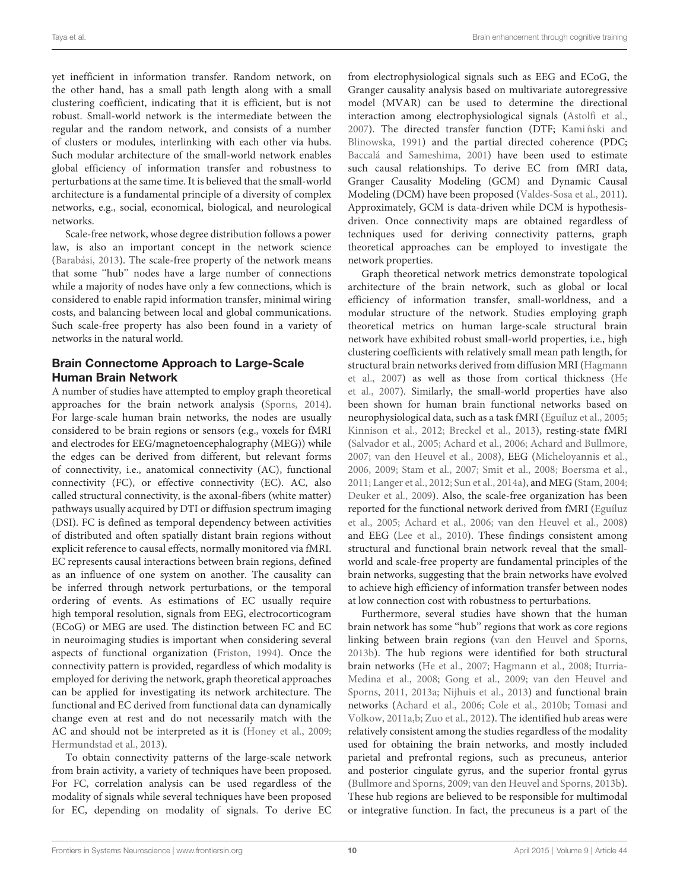yet inefficient in information transfer. Random network, on the other hand, has a small path length along with a small clustering coefficient, indicating that it is efficient, but is not robust. Small-world network is the intermediate between the regular and the random network, and consists of a number of clusters or modules, interlinking with each other via hubs. Such modular architecture of the small-world network enables global efficiency of information transfer and robustness to perturbations at the same time. It is believed that the small-world architecture is a fundamental principle of a diversity of complex networks, e.g., social, economical, biological, and neurological networks.

Scale-free network, whose degree distribution follows a power law, is also an important concept in the network science (Barabási, 2013). The scale-free property of the network means that some "hub" nodes have a large number of connections while a majority of nodes have only a few connections, which is considered to enable rapid information transfer, minimal wiring costs, and balancing between local and global communications. Such scale-free property has also been found in a variety of networks in the natural world.

## Brain Connectome Approach to Large-Scale Human Brain Network

A number of studies have attempted to employ graph theoretical approaches for the brain network analysis (Sporns, 2014). For large-scale human brain networks, the nodes are usually considered to be brain regions or sensors (e.g., voxels for fMRI and electrodes for EEG/magnetoencephalography (MEG)) while the edges can be derived from different, but relevant forms of connectivity, i.e., anatomical connectivity (AC), functional connectivity (FC), or effective connectivity (EC). AC, also called structural connectivity, is the axonal-fibers (white matter) pathways usually acquired by DTI or diffusion spectrum imaging (DSI). FC is defined as temporal dependency between activities of distributed and often spatially distant brain regions without explicit reference to causal effects, normally monitored via fMRI. EC represents causal interactions between brain regions, defined as an influence of one system on another. The causality can be inferred through network perturbations, or the temporal ordering of events. As estimations of EC usually require high temporal resolution, signals from EEG, electrocorticogram (ECoG) or MEG are used. The distinction between FC and EC in neuroimaging studies is important when considering several aspects of functional organization (Friston, 1994). Once the connectivity pattern is provided, regardless of which modality is employed for deriving the network, graph theoretical approaches can be applied for investigating its network architecture. The functional and EC derived from functional data can dynamically change even at rest and do not necessarily match with the AC and should not be interpreted as it is (Honey et al., 2009; Hermundstad et al., 2013).

To obtain connectivity patterns of the large-scale network from brain activity, a variety of techniques have been proposed. For FC, correlation analysis can be used regardless of the modality of signals while several techniques have been proposed for EC, depending on modality of signals. To derive EC from electrophysiological signals such as EEG and ECoG, the Granger causality analysis based on multivariate autoregressive model (MVAR) can be used to determine the directional interaction among electrophysiological signals (Astolfi et al., 2007). The directed transfer function (DTF; Kamiński and Blinowska, 1991) and the partial directed coherence (PDC; Baccalá and Sameshima, 2001) have been used to estimate such causal relationships. To derive EC from fMRI data, Granger Causality Modeling (GCM) and Dynamic Causal Modeling (DCM) have been proposed (Valdes-Sosa et al., 2011). Approximately, GCM is data-driven while DCM is hypothesis-driven. Once connectivity maps are obtained regardless of techniques used for deriving connectivity patterns, graph theoretical approaches can be employed to investigate the network properties.

Graph theoretical network metrics demonstrate topological architecture of the brain network, such as global or local efficiency of information transfer, small-worldness, and a modular structure of the network. Studies employing graph theoretical metrics on human large-scale structural brain network have exhibited robust small-world properties, i.e., high clustering coefficients with relatively small mean path length, for structural brain networks derived from diffusion MRI (Hagmann et al., 2007) as well as those from cortical thickness (He et al., 2007). Similarly, the small-world properties have also been shown for human brain functional networks based on neurophysiological data, such as a task fMRI (Eguíluz et al., 2005; Kinnison et al., 2012; Breckel et al., 2013), resting-state fMRI (Salvador et al., 2005; Achard et al., 2006; Achard and Bullmore, 2007; van den Heuvel et al., 2008), EEG (Micheloyannis et al., 2006, 2009; Stam et al., 2007; Smit et al., 2008; Boersma et al., 2011; Langer et al., 2012; Sun et al., 2014a), and MEG (Stam, 2004; Deuker et al., 2009). Also, the scale-free organization has been reported for the functional network derived from fMRI (Eguíluz et al., 2005; Achard et al., 2006; van den Heuvel et al., 2008) and EEG (Lee et al., 2010). These findings consistent among structural and functional brain network reveal that the small-world and scale-free property are fundamental principles of the brain networks, suggesting that the brain networks have evolved to achieve high efficiency of information transfer between nodes at low connection cost with robustness to perturbations.

Furthermore, several studies have shown that the human brain network has some "hub" regions that work as core regions linking between brain regions (van den Heuvel and Sporns, 2013b). The hub regions were identified for both structural brain networks (He et al., 2007; Hagmann et al., 2008; Iturria-Medina et al., 2008; Gong et al., 2009; van den Heuvel and Sporns, 2011, 2013a; Nijhuis et al., 2013) and functional brain networks (Achard et al., 2006; Cole et al., 2010b; Tomasi and Volkow, 2011a,b; Zuo et al., 2012). The identified hub areas were relatively consistent among the studies regardless of the modality used for obtaining the brain networks, and mostly included parietal and prefrontal regions, such as precuneus, anterior and posterior cingulate gyrus, and the superior frontal gyrus (Bullmore and Sporns, 2009; van den Heuvel and Sporns, 2013b). These hub regions are believed to be responsible for multimodal or integrative function. In fact, the precuneus is a part of the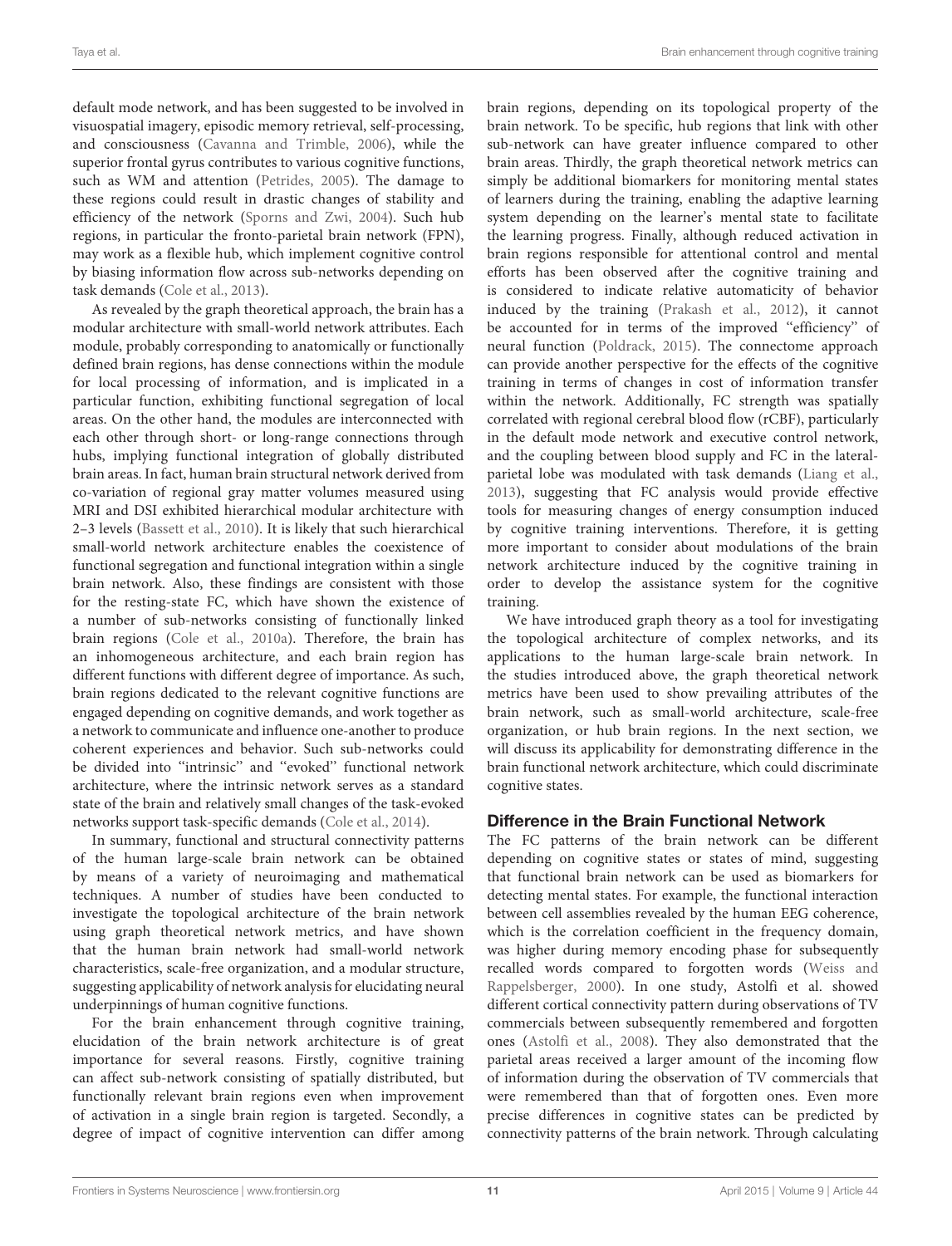default mode network, and has been suggested to be involved in visuospatial imagery, episodic memory retrieval, self-processing, and consciousness (Cavanna and Trimble, 2006), while the superior frontal gyrus contributes to various cognitive functions, such as WM and attention (Petrides, 2005). The damage to these regions could result in drastic changes of stability and efficiency of the network (Sporns and Zwi, 2004). Such hub regions, in particular the fronto-parietal brain network (FPN), may work as a flexible hub, which implement cognitive control by biasing information flow across sub-networks depending on task demands (Cole et al., 2013).

As revealed by the graph theoretical approach, the brain has a modular architecture with small-world network attributes. Each module, probably corresponding to anatomically or functionally defined brain regions, has dense connections within the module for local processing of information, and is implicated in a particular function, exhibiting functional segregation of local areas. On the other hand, the modules are interconnected with each other through short- or long-range connections through hubs, implying functional integration of globally distributed brain areas. In fact, human brain structural network derived from co-variation of regional gray matter volumes measured using MRI and DSI exhibited hierarchical modular architecture with 2–3 levels (Bassett et al., 2010). It is likely that such hierarchical small-world network architecture enables the coexistence of functional segregation and functional integration within a single brain network. Also, these findings are consistent with those for the resting-state FC, which have shown the existence of a number of sub-networks consisting of functionally linked brain regions (Cole et al., 2010a). Therefore, the brain has an inhomogeneous architecture, and each brain region has different functions with different degree of importance. As such, brain regions dedicated to the relevant cognitive functions are engaged depending on cognitive demands, and work together as a network to communicate and influence one-another to produce coherent experiences and behavior. Such sub-networks could be divided into "intrinsic" and "evoked" functional network architecture, where the intrinsic network serves as a standard state of the brain and relatively small changes of the task-evoked networks support task-specific demands (Cole et al., 2014).

In summary, functional and structural connectivity patterns of the human large-scale brain network can be obtained by means of a variety of neuroimaging and mathematical techniques. A number of studies have been conducted to investigate the topological architecture of the brain network using graph theoretical network metrics, and have shown that the human brain network had small-world network characteristics, scale-free organization, and a modular structure, suggesting applicability of network analysis for elucidating neural underpinnings of human cognitive functions.

For the brain enhancement through cognitive training, elucidation of the brain network architecture is of great importance for several reasons. Firstly, cognitive training can affect sub-network consisting of spatially distributed, but functionally relevant brain regions even when improvement of activation in a single brain region is targeted. Secondly, a degree of impact of cognitive intervention can differ among brain regions, depending on its topological property of the brain network. To be specific, hub regions that link with other sub-network can have greater influence compared to other brain areas. Thirdly, the graph theoretical network metrics can simply be additional biomarkers for monitoring mental states of learners during the training, enabling the adaptive learning system depending on the learner's mental state to facilitate the learning progress. Finally, although reduced activation in brain regions responsible for attentional control and mental efforts has been observed after the cognitive training and is considered to indicate relative automaticity of behavior induced by the training (Prakash et al., 2012), it cannot be accounted for in terms of the improved "efficiency" of neural function (Poldrack, 2015). The connectome approach can provide another perspective for the effects of the cognitive training in terms of changes in cost of information transfer within the network. Additionally, FC strength was spatially correlated with regional cerebral blood flow (rCBF), particularly in the default mode network and executive control network, and the coupling between blood supply and FC in the lateral-parietal lobe was modulated with task demands (Liang et al., 2013), suggesting that FC analysis would provide effective tools for measuring changes of energy consumption induced by cognitive training interventions. Therefore, it is getting more important to consider about modulations of the brain network architecture induced by the cognitive training in order to develop the assistance system for the cognitive training.

We have introduced graph theory as a tool for investigating the topological architecture of complex networks, and its applications to the human large-scale brain network. In the studies introduced above, the graph theoretical network metrics have been used to show prevailing attributes of the brain network, such as small-world architecture, scale-free organization, or hub brain regions. In the next section, we will discuss its applicability for demonstrating difference in the brain functional network architecture, which could discriminate cognitive states.

### Difference in the Brain Functional Network

The FC patterns of the brain network can be different depending on cognitive states or states of mind, suggesting that functional brain network can be used as biomarkers for detecting mental states. For example, the functional interaction between cell assemblies revealed by the human EEG coherence, which is the correlation coefficient in the frequency domain, was higher during memory encoding phase for subsequently recalled words compared to forgotten words (Weiss and Rappelsberger, 2000). In one study, Astolfi et al. showed different cortical connectivity pattern during observations of TV commercials between subsequently remembered and forgotten ones (Astolfi et al., 2008). They also demonstrated that the parietal areas received a larger amount of the incoming flow of information during the observation of TV commercials that were remembered than that of forgotten ones. Even more precise differences in cognitive states can be predicted by connectivity patterns of the brain network. Through calculating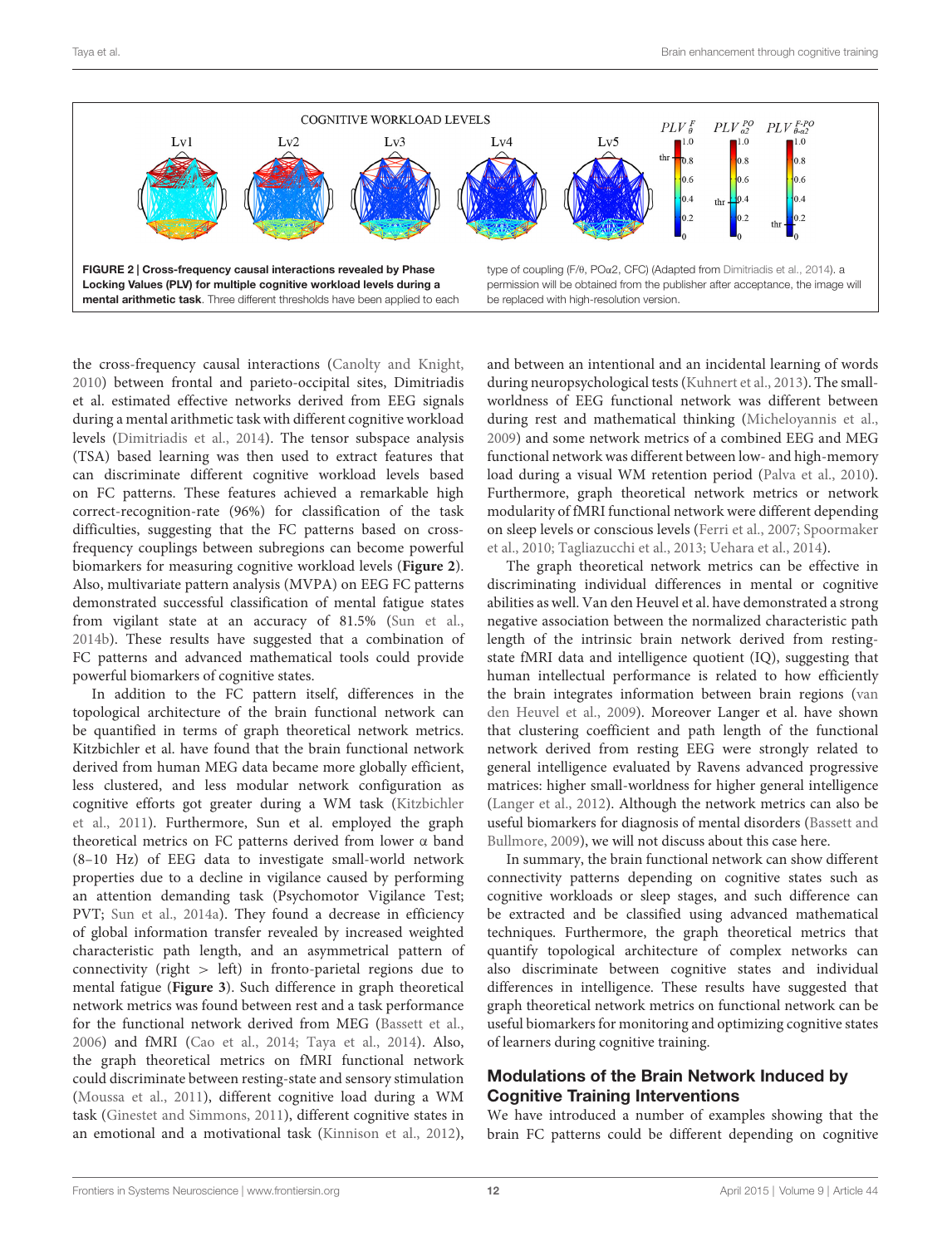FIGURE 2 | Cross-frequency causal interactions revealed by Phase Locking Values (PLV) for multiple cognitive workload levels during a mental arithmetic task. Three different thresholds have been applied to each type of coupling (F/θ, POα2, CFC) (Adapted from Dimitriadis et al., 2014). a permission will be obtained from the publisher after acceptance, the image will be replaced with high-resolution version.

the cross-frequency causal interactions (Canolty and Knight, 2010) between frontal and parieto-occipital sites, Dimitriadis et al. estimated effective networks derived from EEG signals during a mental arithmetic task with different cognitive workload levels (Dimitriadis et al., 2014). The tensor subspace analysis (TSA) based learning was then used to extract features that can discriminate different cognitive workload levels based on FC patterns. These features achieved a remarkable high correct-recognition-rate (96%) for classification of the task difficulties, suggesting that the FC patterns based on cross-frequency couplings between subregions can become powerful biomarkers for measuring cognitive workload levels (**Figure 2**). Also, multivariate pattern analysis (MVPA) on EEG FC patterns demonstrated successful classification of mental fatigue states from vigilant state at an accuracy of 81.5% (Sun et al., 2014b). These results have suggested that a combination of FC patterns and advanced mathematical tools could provide powerful biomarkers of cognitive states.

In addition to the FC pattern itself, differences in the topological architecture of the brain functional network can be quantified in terms of graph theoretical network metrics. Kitzbichler et al. have found that the brain functional network derived from human MEG data became more globally efficient, less clustered, and less modular network configuration as cognitive efforts got greater during a WM task (Kitzbichler et al., 2011). Furthermore, Sun et al. employed the graph theoretical metrics on FC patterns derived from lower α band (8–10 Hz) of EEG data to investigate small-world network properties due to a decline in vigilance caused by performing an attention demanding task (Psychomotor Vigilance Test; PVT; Sun et al., 2014a). They found a decrease in efficiency of global information transfer revealed by increased weighted characteristic path length, and an asymmetrical pattern of connectivity (right > left) in fronto-parietal regions due to mental fatigue (**Figure 3**). Such difference in graph theoretical network metrics was found between rest and a task performance for the functional network derived from MEG (Bassett et al., 2006) and fMRI (Cao et al., 2014; Taya et al., 2014). Also, the graph theoretical metrics on fMRI functional network could discriminate between resting-state and sensory stimulation (Moussa et al., 2011), different cognitive load during a WM task (Ginestet and Simmons, 2011), different cognitive states in an emotional and a motivational task (Kinnison et al., 2012), and between an intentional and an incidental learning of words during neuropsychological tests (Kuhnert et al., 2013). The small-worldness of EEG functional network was different between during rest and mathematical thinking (Micheloyannis et al., 2009) and some network metrics of a combined EEG and MEG functional network was different between low- and high-memory load during a visual WM retention period (Palva et al., 2010). Furthermore, graph theoretical network metrics or network modularity of fMRI functional network were different depending on sleep levels or conscious levels (Ferri et al., 2007; Spoormaker et al., 2010; Tagliazucchi et al., 2013; Uehara et al., 2014).

The graph theoretical network metrics can be effective in discriminating individual differences in mental or cognitive abilities as well. Van den Heuvel et al. have demonstrated a strong negative association between the normalized characteristic path length of the intrinsic brain network derived from resting-state fMRI data and intelligence quotient (IQ), suggesting that human intellectual performance is related to how efficiently the brain integrates information between brain regions (van den Heuvel et al., 2009). Moreover Langer et al. have shown that clustering coefficient and path length of the functional network derived from resting EEG were strongly related to general intelligence evaluated by Ravens advanced progressive matrices: higher small-worldness for higher general intelligence (Langer et al., 2012). Although the network metrics can also be useful biomarkers for diagnosis of mental disorders (Bassett and Bullmore, 2009), we will not discuss about this case here.

In summary, the brain functional network can show different connectivity patterns depending on cognitive states such as cognitive workloads or sleep stages, and such difference can be extracted and be classified using advanced mathematical techniques. Furthermore, the graph theoretical metrics that quantify topological architecture of complex networks can also discriminate between cognitive states and individual differences in intelligence. These results have suggested that graph theoretical network metrics on functional network can be useful biomarkers for monitoring and optimizing cognitive states of learners during cognitive training.

## Modulations of the Brain Network Induced by Cognitive Training Interventions

We have introduced a number of examples showing that the brain FC patterns could be different depending on cognitive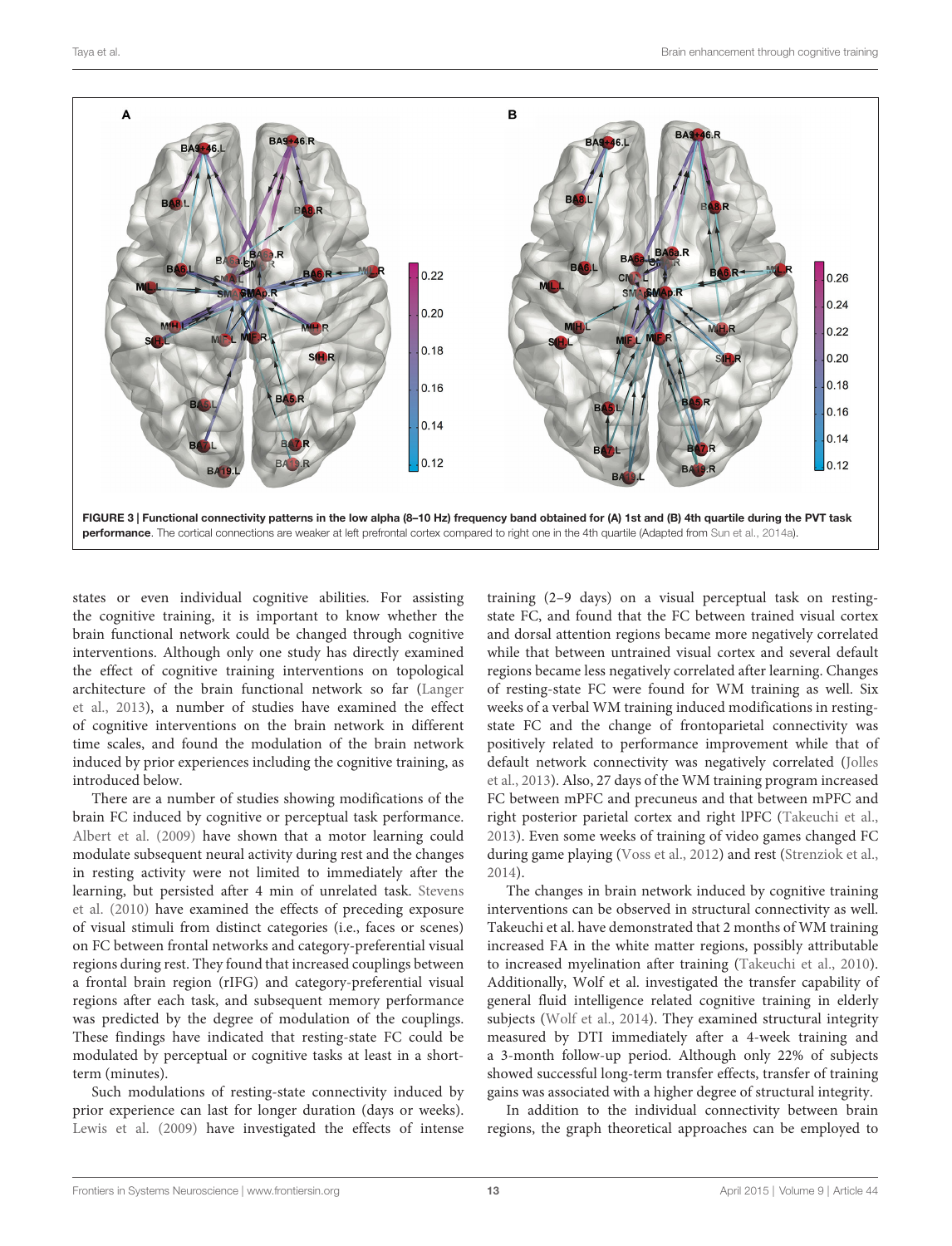**FIGURE 3 | Functional connectivity patterns in the low alpha (8–10 Hz) frequency band obtained for (A) 1st and (B) 4th quartile during the PVT task performance**. The cortical connections are weaker at left prefrontal cortex compared to right one in the 4th quartile (Adapted from Sun et al., 2014a).

states or even individual cognitive abilities. For assisting the cognitive training, it is important to know whether the brain functional network could be changed through cognitive interventions. Although only one study has directly examined the effect of cognitive training interventions on topological architecture of the brain functional network so far (Langer et al., 2013), a number of studies have examined the effect of cognitive interventions on the brain network in different time scales, and found the modulation of the brain network induced by prior experiences including the cognitive training, as introduced below.

There are a number of studies showing modifications of the brain FC induced by cognitive or perceptual task performance. Albert et al. (2009) have shown that a motor learning could modulate subsequent neural activity during rest and the changes in resting activity were not limited to immediately after the learning, but persisted after 4 min of unrelated task. Stevens et al. (2010) have examined the effects of preceding exposure of visual stimuli from distinct categories (i.e., faces or scenes) on FC between frontal networks and category-preferential visual regions during rest. They found that increased couplings between a frontal brain region (rIFG) and category-preferential visual regions after each task, and subsequent memory performance was predicted by the degree of modulation of the couplings. These findings have indicated that resting-state FC could be modulated by perceptual or cognitive tasks at least in a short-term (minutes).

Such modulations of resting-state connectivity induced by prior experience can last for longer duration (days or weeks). Lewis et al. (2009) have investigated the effects of intense training (2–9 days) on a visual perceptual task on resting-state FC, and found that the FC between trained visual cortex and dorsal attention regions became more negatively correlated while that between untrained visual cortex and several default regions became less negatively correlated after learning. Changes of resting-state FC were found for WM training as well. Six weeks of a verbal WM training induced modifications in resting-state FC and the change of frontoparietal connectivity was positively related to performance improvement while that of default network connectivity was negatively correlated (Jolles et al., 2013). Also, 27 days of the WM training program increased FC between mPFC and precuneus and that between mPFC and right posterior parietal cortex and right lPFC (Takeuchi et al., 2013). Even some weeks of training of video games changed FC during game playing (Voss et al., 2012) and rest (Strenziok et al., 2014).

The changes in brain network induced by cognitive training interventions can be observed in structural connectivity as well. Takeuchi et al. have demonstrated that 2 months of WM training increased FA in the white matter regions, possibly attributable to increased myelination after training (Takeuchi et al., 2010). Additionally, Wolf et al. investigated the transfer capability of general fluid intelligence related cognitive training in elderly subjects (Wolf et al., 2014). They examined structural integrity measured by DTI immediately after a 4-week training and a 3-month follow-up period. Although only 22% of subjects showed successful long-term transfer effects, transfer of training gains was associated with a higher degree of structural integrity.

In addition to the individual connectivity between brain regions, the graph theoretical approaches can be employed to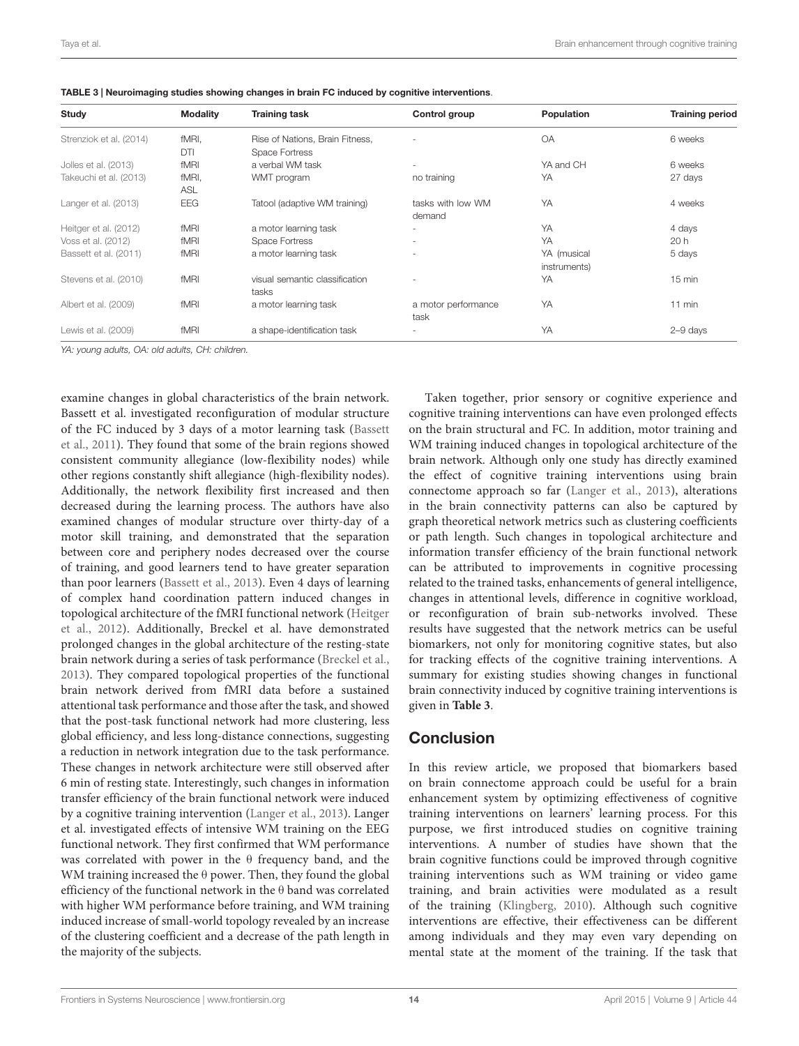**TABLE 3 | Neuroimaging studies showing changes in brain FC induced by cognitive interventions**.

| Study | Modality | Training task | Control group | Population | Training period |
|---|---|---|---|---|---|
| Strenziok et al. (2014) | fMRI, DTI | Rise of Nations, Brain Fitness, Space Fortress | - | OA | 6 weeks |
| Jolles et al. (2013) | fMRI | a verbal WM task | - | YA and CH | 6 weeks |
| Takeuchi et al. (2013) | fMRI, ASL | WMT program | no training | YA | 27 days |
| Langer et al. (2013) | EEG | Tatool (adaptive WM training) | tasks with low WM demand | YA | 4 weeks |
| Heitger et al. (2012) | fMRI | a motor learning task | - | YA | 4 days |
| Voss et al. (2012) | fMRI | Space Fortress | - | YA | 20 h |
| Bassett et al. (2011) | fMRI | a motor learning task | - | YA (musical instruments) | 5 days |
| Stevens et al. (2010) | fMRI | visual semantic classification tasks | - | YA | 15 min |
| Albert et al. (2009) | fMRI | a motor learning task | a motor performance task | YA | 11 min |
| Lewis et al. (2009) | fMRI | a shape-identification task | - | YA | 2–9 days |

*YA: young adults, OA: old adults, CH: children.*

examine changes in global characteristics of the brain network. Bassett et al. investigated reconfiguration of modular structure of the FC induced by 3 days of a motor learning task (Bassett et al., 2011). They found that some of the brain regions showed consistent community allegiance (low-flexibility nodes) while other regions constantly shift allegiance (high-flexibility nodes). Additionally, the network flexibility first increased and then decreased during the learning process. The authors have also examined changes of modular structure over thirty-day of a motor skill training, and demonstrated that the separation between core and periphery nodes decreased over the course of training, and good learners tend to have greater separation than poor learners (Bassett et al., 2013). Even 4 days of learning of complex hand coordination pattern induced changes in topological architecture of the fMRI functional network (Heitger et al., 2012). Additionally, Breckel et al. have demonstrated prolonged changes in the global architecture of the resting-state brain network during a series of task performance (Breckel et al., 2013). They compared topological properties of the functional brain network derived from fMRI data before a sustained attentional task performance and those after the task, and showed that the post-task functional network had more clustering, less global efficiency, and less long-distance connections, suggesting a reduction in network integration due to the task performance. These changes in network architecture were still observed after 6 min of resting state. Interestingly, such changes in information transfer efficiency of the brain functional network were induced by a cognitive training intervention (Langer et al., 2013). Langer et al. investigated effects of intensive WM training on the EEG functional network. They first confirmed that WM performance was correlated with power in the $\theta$ frequency band, and the WM training increased the $\theta$ power. Then, they found the global efficiency of the functional network in the $\theta$ band was correlated with higher WM performance before training, and WM training induced increase of small-world topology revealed by an increase of the clustering coefficient and a decrease of the path length in the majority of the subjects.

Taken together, prior sensory or cognitive experience and cognitive training interventions can have even prolonged effects on the brain structural and FC. In addition, motor training and WM training induced changes in topological architecture of the brain network. Although only one study has directly examined the effect of cognitive training interventions using brain connectome approach so far (Langer et al., 2013), alterations in the brain connectivity patterns can also be captured by graph theoretical network metrics such as clustering coefficients or path length. Such changes in topological architecture and information transfer efficiency of the brain functional network can be attributed to improvements in cognitive processing related to the trained tasks, enhancements of general intelligence, changes in attentional levels, difference in cognitive workload, or reconfiguration of brain sub-networks involved. These results have suggested that the network metrics can be useful biomarkers, not only for monitoring cognitive states, but also for tracking effects of the cognitive training interventions. A summary for existing studies showing changes in functional brain connectivity induced by cognitive training interventions is given in **Table 3**.

## Conclusion

In this review article, we proposed that biomarkers based on brain connectome approach could be useful for a brain enhancement system by optimizing effectiveness of cognitive training interventions on learners' learning process. For this purpose, we first introduced studies on cognitive training interventions. A number of studies have shown that the brain cognitive functions could be improved through cognitive training interventions such as WM training or video game training, and brain activities were modulated as a result of the training (Klingberg, 2010). Although such cognitive interventions are effective, their effectiveness can be different among individuals and they may even vary depending on mental state at the moment of the training. If the task that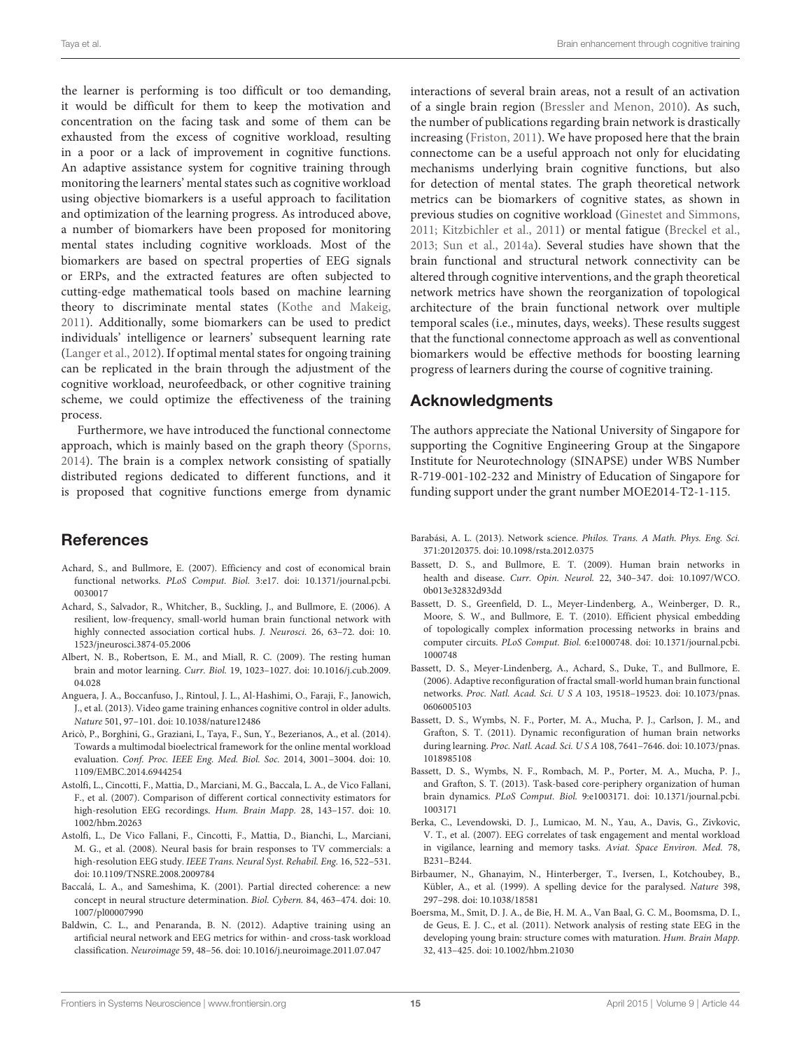the learner is performing is too difficult or too demanding, it would be difficult for them to keep the motivation and concentration on the facing task and some of them can be exhausted from the excess of cognitive workload, resulting in a poor or a lack of improvement in cognitive functions. An adaptive assistance system for cognitive training through monitoring the learners' mental states such as cognitive workload using objective biomarkers is a useful approach to facilitation and optimization of the learning progress. As introduced above, a number of biomarkers have been proposed for monitoring mental states including cognitive workloads. Most of the biomarkers are based on spectral properties of EEG signals or ERPs, and the extracted features are often subjected to cutting-edge mathematical tools based on machine learning theory to discriminate mental states (Kothe and Makeig, 2011). Additionally, some biomarkers can be used to predict individuals' intelligence or learners' subsequent learning rate (Langer et al., 2012). If optimal mental states for ongoing training can be replicated in the brain through the adjustment of the cognitive workload, neurofeedback, or other cognitive training scheme, we could optimize the effectiveness of the training process.

Furthermore, we have introduced the functional connectome approach, which is mainly based on the graph theory (Sporns, 2014). The brain is a complex network consisting of spatially distributed regions dedicated to different functions, and it is proposed that cognitive functions emerge from dynamic interactions of several brain areas, not a result of an activation of a single brain region (Bressler and Menon, 2010). As such, the number of publications regarding brain network is drastically increasing (Friston, 2011). We have proposed here that the brain connectome can be a useful approach not only for elucidating mechanisms underlying brain cognitive functions, but also for detection of mental states. The graph theoretical network metrics can be biomarkers of cognitive states, as shown in previous studies on cognitive workload (Ginestet and Simmons, 2011; Kitzbichler et al., 2011) or mental fatigue (Breckel et al., 2013; Sun et al., 2014a). Several studies have shown that the brain functional and structural network connectivity can be altered through cognitive interventions, and the graph theoretical network metrics have shown the reorganization of topological architecture of the brain functional network over multiple temporal scales (i.e., minutes, days, weeks). These results suggest that the functional connectome approach as well as conventional biomarkers would be effective methods for boosting learning progress of learners during the course of cognitive training.

## Acknowledgments

The authors appreciate the National University of Singapore for supporting the Cognitive Engineering Group at the Singapore Institute for Neurotechnology (SINAPSE) under WBS Number R-719-001-102-232 and Ministry of Education of Singapore for funding support under the grant number MOE2014-T2-1-115.

## References

Achard, S., and Bullmore, E. (2007). Efficiency and cost of economical brain functional networks. *PLoS Comput. Biol.* 3:e17. doi: 10.1371/journal.pcbi.0030017

Achard, S., Salvador, R., Whitcher, B., Suckling, J., and Bullmore, E. (2006). A resilient, low-frequency, small-world human brain functional network with highly connected association cortical hubs. *J. Neurosci.* 26, 63–72. doi: 10.1523/jneurosci.3874-05.2006

Albert, N. B., Robertson, E. M., and Miall, R. C. (2009). The resting human brain and motor learning. *Curr. Biol.* 19, 1023–1027. doi: 10.1016/j.cub.2009.04.028

Anguera, J. A., Boccanfuso, J., Rintoul, J. L., Al-Hashimi, O., Faraji, F., Janowich, J., et al. (2013). Video game training enhances cognitive control in older adults. *Nature* 501, 97–101. doi: 10.1038/nature12486

Aricò, P., Borghini, G., Graziani, I., Taya, F., Sun, Y., Bezerianos, A., et al. (2014). Towards a multimodal bioelectrical framework for the online mental workload evaluation. *Conf. Proc. IEEE Eng. Med. Biol. Soc.* 2014, 3001–3004. doi: 10.1109/EMBC.2014.6944254

Astolfi, L., Cincotti, F., Mattia, D., Marciani, M. G., Baccala, L. A., de Vico Fallani, F., et al. (2007). Comparison of different cortical connectivity estimators for high-resolution EEG recordings. *Hum. Brain Mapp.* 28, 143–157. doi: 10.1002/hbm.20263

Astolfi, L., De Vico Fallani, F., Cincotti, F., Mattia, D., Bianchi, L., Marciani, M. G., et al. (2008). Neural basis for brain responses to TV commercials: a high-resolution EEG study. *IEEE Trans. Neural Syst. Rehabil. Eng.* 16, 522–531. doi: 10.1109/TNSRE.2008.2009784

Baccalá, L. A., and Sameshima, K. (2001). Partial directed coherence: a new concept in neural structure determination. *Biol. Cybern.* 84, 463–474. doi: 10.1007/pl00007990

Baldwin, C. L., and Penaranda, B. N. (2012). Adaptive training using an artificial neural network and EEG metrics for within- and cross-task workload classification. *Neuroimage* 59, 48–56. doi: 10.1016/j.neuroimage.2011.07.047

Barabási, A. L. (2013). Network science. *Philos. Trans. A Math. Phys. Eng. Sci.* 371:20120375. doi: 10.1098/rsta.2012.0375

Bassett, D. S., and Bullmore, E. T. (2009). Human brain networks in health and disease. *Curr. Opin. Neurol.* 22, 340–347. doi: 10.1097/WCO.0b013e32832d93dd

Bassett, D. S., Greenfield, D. L., Meyer-Lindenberg, A., Weinberger, D. R., Moore, S. W., and Bullmore, E. T. (2010). Efficient physical embedding of topologically complex information processing networks in brains and computer circuits. *PLoS Comput. Biol.* 6:e1000748. doi: 10.1371/journal.pcbi.1000748

Bassett, D. S., Meyer-Lindenberg, A., Achard, S., Duke, T., and Bullmore, E. (2006). Adaptive reconfiguration of fractal small-world human brain functional networks. *Proc. Natl. Acad. Sci. U S A* 103, 19518–19523. doi: 10.1073/pnas.0606005103

Bassett, D. S., Wymbs, N. F., Porter, M. A., Mucha, P. J., Carlson, J. M., and Grafton, S. T. (2011). Dynamic reconfiguration of human brain networks during learning. *Proc. Natl. Acad. Sci. U S A* 108, 7641–7646. doi: 10.1073/pnas.1018985108

Bassett, D. S., Wymbs, N. F., Rombach, M. P., Porter, M. A., Mucha, P. J., and Grafton, S. T. (2013). Task-based core-periphery organization of human brain dynamics. *PLoS Comput. Biol.* 9:e1003171. doi: 10.1371/journal.pcbi.1003171

Berka, C., Levendowski, D. J., Lumicao, M. N., Yau, A., Davis, G., Zivkovic, V. T., et al. (2007). EEG correlates of task engagement and mental workload in vigilance, learning and memory tasks. *Aviat. Space Environ. Med.* 78, B231–B244.

Birbaumer, N., Ghanayim, N., Hinterberger, T., Iversen, I., Kotchoubey, B., Kübler, A., et al. (1999). A spelling device for the paralysed. *Nature* 398, 297–298. doi: 10.1038/18581

Boersma, M., Smit, D. J. A., de Bie, H. M. A., Van Baal, G. C. M., Boomsma, D. I., de Geus, E. J. C., et al. (2011). Network analysis of resting state EEG in the developing young brain: structure comes with maturation. *Hum. Brain Mapp.* 32, 413–425. doi: 10.1002/hbm.21030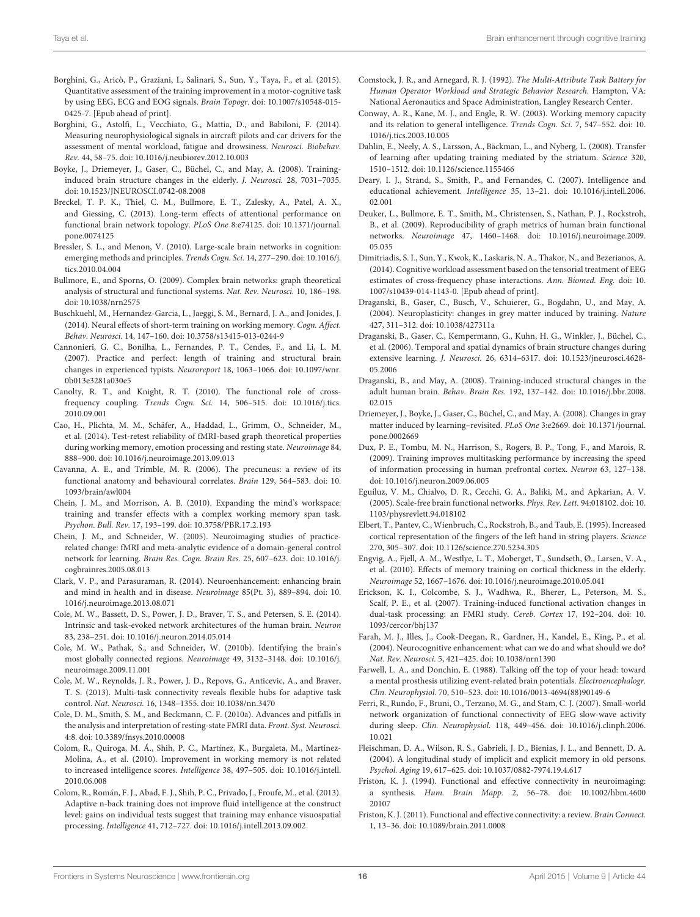Borghini, G., Aricò, P., Graziani, I., Salinari, S., Sun, Y., Taya, F., et al. (2015). Quantitative assessment of the training improvement in a motor-cognitive task by using EEG, ECG and EOG signals. *Brain Topogr.* doi: 10.1007/s10548-015-0425-7. [Epub ahead of print].

Borghini, G., Astolfi, L., Vecchiato, G., Mattia, D., and Babiloni, F. (2014). Measuring neurophysiological signals in aircraft pilots and car drivers for the assessment of mental workload, fatigue and drowsiness. *Neurosci. Biobehav. Rev.* 44, 58–75. doi: 10.1016/j.neubiorev.2012.10.003

Boyke, J., Driemeyer, J., Gaser, C., Büchel, C., and May, A. (2008). Training-induced brain structure changes in the elderly. *J. Neurosci.* 28, 7031–7035. doi: 10.1523/JNEUROSCI.0742-08.2008

Breckel, T. P. K., Thiel, C. M., Bullmore, E. T., Zalesky, A., Patel, A. X., and Giessing, C. (2013). Long-term effects of attentional performance on functional brain network topology. *PLoS One* 8:e74125. doi: 10.1371/journal.pone.0074125

Bressler, S. L., and Menon, V. (2010). Large-scale brain networks in cognition: emerging methods and principles. *Trends Cogn. Sci.* 14, 277–290. doi: 10.1016/j.tics.2010.04.004

Bullmore, E., and Sporns, O. (2009). Complex brain networks: graph theoretical analysis of structural and functional systems. *Nat. Rev. Neurosci.* 10, 186–198. doi: 10.1038/nrn2575

Buschkuehl, M., Hernandez-Garcia, L., Jaeggi, S. M., Bernard, J. A., and Jonides, J. (2014). Neural effects of short-term training on working memory. *Cogn. Affect. Behav. Neurosci.* 14, 147–160. doi: 10.3758/s13415-013-0244-9

Cannonieri, G. C., Bonilha, L., Fernandes, P. T., Cendes, F., and Li, L. M. (2007). Practice and perfect: length of training and structural brain changes in experienced typists. *Neuroreport* 18, 1063–1066. doi: 10.1097/wnr.0b013e3281a030e5

Canolty, R. T., and Knight, R. T. (2010). The functional role of cross-frequency coupling. *Trends Cogn. Sci.* 14, 506–515. doi: 10.1016/j.tics.2010.09.001

Cao, H., Plichta, M. M., Schäfer, A., Haddad, L., Grimm, O., Schneider, M., et al. (2014). Test-retest reliability of fMRI-based graph theoretical properties during working memory, emotion processing and resting state. *Neuroimage* 84, 888–900. doi: 10.1016/j.neuroimage.2013.09.013

Cavanna, A. E., and Trimble, M. R. (2006). The precuneus: a review of its functional anatomy and behavioural correlates. *Brain* 129, 564–583. doi: 10.1093/brain/awl004

Chein, J. M., and Morrison, A. B. (2010). Expanding the mind's workspace: training and transfer effects with a complex working memory span task. *Psychon. Bull. Rev.* 17, 193–199. doi: 10.3758/PBR.17.2.193

Chein, J. M., and Schneider, W. (2005). Neuroimaging studies of practice-related change: fMRI and meta-analytic evidence of a domain-general control network for learning. *Brain Res. Cogn. Brain Res.* 25, 607–623. doi: 10.1016/j.cogbrainres.2005.08.013

Clark, V. P., and Parasuraman, R. (2014). Neuroenhancement: enhancing brain and mind in health and in disease. *Neuroimage* 85(Pt. 3), 889–894. doi: 10.1016/j.neuroimage.2013.08.071

Cole, M. W., Bassett, D. S., Power, J. D., Braver, T. S., and Petersen, S. E. (2014). Intrinsic and task-evoked network architectures of the human brain. *Neuron* 83, 238–251. doi: 10.1016/j.neuron.2014.05.014

Cole, M. W., Pathak, S., and Schneider, W. (2010b). Identifying the brain's most globally connected regions. *Neuroimage* 49, 3132–3148. doi: 10.1016/j.neuroimage.2009.11.001

Cole, M. W., Reynolds, J. R., Power, J. D., Repovs, G., Anticevic, A., and Braver, T. S. (2013). Multi-task connectivity reveals flexible hubs for adaptive task control. *Nat. Neurosci.* 16, 1348–1355. doi: 10.1038/nn.3470

Cole, D. M., Smith, S. M., and Beckmann, C. F. (2010a). Advances and pitfalls in the analysis and interpretation of resting-state FMRI data. *Front. Syst. Neurosci.* 4:8. doi: 10.3389/fnsys.2010.00008

Colom, R., Quiroga, M. Á., Shih, P. C., Martínez, K., Burgaleta, M., Martínez-Molina, A., et al. (2010). Improvement in working memory is not related to increased intelligence scores. *Intelligence* 38, 497–505. doi: 10.1016/j.intell.2010.06.008

Colom, R., Román, F. J., Abad, F. J., Shih, P. C., Privado, J., Froufe, M., et al. (2013). Adaptive n-back training does not improve fluid intelligence at the construct level: gains on individual tests suggest that training may enhance visuospatial processing. *Intelligence* 41, 712–727. doi: 10.1016/j.intell.2013.09.002

Comstock, J. R., and Arnegard, R. J. (1992). *The Multi-Attribute Task Battery for Human Operator Workload and Strategic Behavior Research.* Hampton, VA: National Aeronautics and Space Administration, Langley Research Center.

Conway, A. R., Kane, M. J., and Engle, R. W. (2003). Working memory capacity and its relation to general intelligence. *Trends Cogn. Sci.* 7, 547–552. doi: 10.1016/j.tics.2003.10.005

Dahlin, E., Neely, A. S., Larsson, A., Bäckman, L., and Nyberg, L. (2008). Transfer of learning after updating training mediated by the striatum. *Science* 320, 1510–1512. doi: 10.1126/science.1155466

Deary, I. J., Strand, S., Smith, P., and Fernandes, C. (2007). Intelligence and educational achievement. *Intelligence* 35, 13–21. doi: 10.1016/j.intell.2006.02.001

Deuker, L., Bullmore, E. T., Smith, M., Christensen, S., Nathan, P. J., Rockstroh, B., et al. (2009). Reproducibility of graph metrics of human brain functional networks. *Neuroimage* 47, 1460–1468. doi: 10.1016/j.neuroimage.2009.05.035

Dimitriadis, S. I., Sun, Y., Kwok, K., Laskaris, N. A., Thakor, N., and Bezerianos, A. (2014). Cognitive workload assessment based on the tensorial treatment of EEG estimates of cross-frequency phase interactions. *Ann. Biomed. Eng.* doi: 10.1007/s10439-014-1143-0. [Epub ahead of print].

Draganski, B., Gaser, C., Busch, V., Schuierer, G., Bogdahn, U., and May, A. (2004). Neuroplasticity: changes in grey matter induced by training. *Nature* 427, 311–312. doi: 10.1038/427311a

Draganski, B., Gaser, C., Kempermann, G., Kuhn, H. G., Winkler, J., Büchel, C., et al. (2006). Temporal and spatial dynamics of brain structure changes during extensive learning. *J. Neurosci.* 26, 6314–6317. doi: 10.1523/jneurosci.4628-05.2006

Draganski, B., and May, A. (2008). Training-induced structural changes in the adult human brain. *Behav. Brain Res.* 192, 137–142. doi: 10.1016/j.bbr.2008.02.015

Driemeyer, J., Boyke, J., Gaser, C., Büchel, C., and May, A. (2008). Changes in gray matter induced by learning–revisited. *PLoS One* 3:e2669. doi: 10.1371/journal.pone.0002669

Dux, P. E., Tombu, M. N., Harrison, S., Rogers, B. P., Tong, F., and Marois, R. (2009). Training improves multitasking performance by increasing the speed of information processing in human prefrontal cortex. *Neuron* 63, 127–138. doi: 10.1016/j.neuron.2009.06.005

Eguíluz, V. M., Chialvo, D. R., Cecchi, G. A., Baliki, M., and Apkarian, A. V. (2005). Scale-free brain functional networks. *Phys. Rev. Lett.* 94:018102. doi: 10.1103/physrevlett.94.018102

Elbert, T., Pantev, C., Wienbruch, C., Rockstroh, B., and Taub, E. (1995). Increased cortical representation of the fingers of the left hand in string players. *Science* 270, 305–307. doi: 10.1126/science.270.5234.305

Engvig, A., Fjell, A. M., Westlye, L. T., Moberget, T., Sundseth, Ø., Larsen, V. A., et al. (2010). Effects of memory training on cortical thickness in the elderly. *Neuroimage* 52, 1667–1676. doi: 10.1016/j.neuroimage.2010.05.041

Erickson, K. I., Colcombe, S. J., Wadhwa, R., Bherer, L., Peterson, M. S., Scalf, P. E., et al. (2007). Training-induced functional activation changes in dual-task processing: an FMRI study. *Cereb. Cortex* 17, 192–204. doi: 10.1093/cercor/bhj137

Farah, M. J., Illes, J., Cook-Deegan, R., Gardner, H., Kandel, E., King, P., et al. (2004). Neurocognitive enhancement: what can we do and what should we do? *Nat. Rev. Neurosci.* 5, 421–425. doi: 10.1038/nrn1390

Farwell, L. A., and Donchin, E. (1988). Talking off the top of your head: toward a mental prosthesis utilizing event-related brain potentials. *Electroencephalogr. Clin. Neurophysiol.* 70, 510–523. doi: 10.1016/0013-4694(88)90149-6

Ferri, R., Rundo, F., Bruni, O., Terzano, M. G., and Stam, C. J. (2007). Small-world network organization of functional connectivity of EEG slow-wave activity during sleep. *Clin. Neurophysiol.* 118, 449–456. doi: 10.1016/j.clinph.2006.10.021

Fleischman, D. A., Wilson, R. S., Gabrieli, J. D., Bienias, J. L., and Bennett, D. A. (2004). A longitudinal study of implicit and explicit memory in old persons. *Psychol. Aging* 19, 617–625. doi: 10.1037/0882-7974.19.4.617

Friston, K. J. (1994). Functional and effective connectivity in neuroimaging: a synthesis. *Hum. Brain Mapp.* 2, 56–78. doi: 10.1002/hbm.460020107

Friston, K. J. (2011). Functional and effective connectivity: a review. *Brain Connect.* 1, 13–36. doi: 10.1089/brain.2011.0008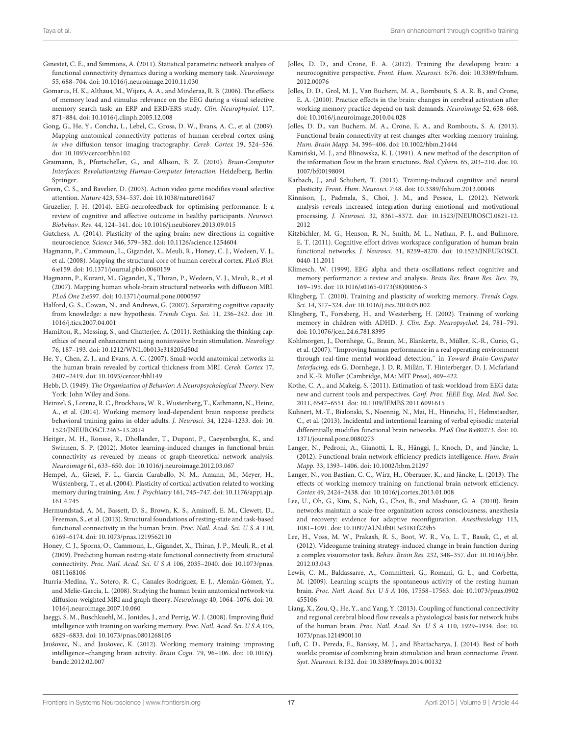Ginestet, C. E., and Simmons, A. (2011). Statistical parametric network analysis of functional connectivity dynamics during a working memory task. *Neuroimage* 55, 688–704. doi: 10.1016/j.neuroimage.2010.11.030

Gomarus, H. K., Althaus, M., Wijers, A. A., and Minderaa, R. B. (2006). The effects of memory load and stimulus relevance on the EEG during a visual selective memory search task: an ERP and ERD/ERS study. *Clin. Neurophysiol.* 117, 871–884. doi: 10.1016/j.clinph.2005.12.008

Gong, G., He, Y., Concha, L., Lebel, C., Gross, D. W., Evans, A. C., et al. (2009). Mapping anatomical connectivity patterns of human cerebral cortex using *in vivo* diffusion tensor imaging tractography. *Cereb. Cortex* 19, 524–536. doi: 10.1093/cercor/bhn102

Graimann, B., Pfurtscheller, G., and Allison, B. Z. (2010). *Brain-Computer Interfaces: Revolutionizing Human-Computer Interaction.* Heidelberg, Berlin: Springer.

Green, C. S., and Bavelier, D. (2003). Action video game modifies visual selective attention. *Nature* 423, 534–537. doi: 10.1038/nature01647

Gruzelier, J. H. (2014). EEG-neurofeedback for optimising performance. I: a review of cognitive and affective outcome in healthy participants. *Neurosci. Biobehav. Rev.* 44, 124–141. doi: 10.1016/j.neubiorev.2013.09.015

Gutchess, A. (2014). Plasticity of the aging brain: new directions in cognitive neuroscience. *Science* 346, 579–582. doi: 10.1126/science.1254604

Hagmann, P., Cammoun, L., Gigandet, X., Meuli, R., Honey, C. J., Wedeen, V. J., et al. (2008). Mapping the structural core of human cerebral cortex. *PLoS Biol.* 6:e159. doi: 10.1371/journal.pbio.0060159

Hagmann, P., Kurant, M., Gigandet, X., Thiran, P., Wedeen, V. J., Meuli, R., et al. (2007). Mapping human whole-brain structural networks with diffusion MRI. *PLoS One* 2:e597. doi: 10.1371/journal.pone.0000597

Halford, G. S., Cowan, N., and Andrews, G. (2007). Separating cognitive capacity from knowledge: a new hypothesis. *Trends Cogn. Sci.* 11, 236–242. doi: 10.1016/j.tics.2007.04.001

Hamilton, R., Messing, S., and Chatterjee, A. (2011). Rethinking the thinking cap: ethics of neural enhancement using noninvasive brain stimulation. *Neurology* 76, 187–193. doi: 10.1212/WNL.0b013e318205d50d

He, Y., Chen, Z. J., and Evans, A. C. (2007). Small-world anatomical networks in the human brain revealed by cortical thickness from MRI. *Cereb. Cortex* 17, 2407–2419. doi: 10.1093/cercor/bhl149

Hebb, D. (1949). *The Organization of Behavior: A Neuropsychological Theory.* New York: John Wiley and Sons.

Heinzel, S., Lorenz, R. C., Brockhaus, W. R., Wustenberg, T., Kathmann, N., Heinz, A., et al. (2014). Working memory load-dependent brain response predicts behavioral training gains in older adults. *J. Neurosci.* 34, 1224–1233. doi: 10.1523/JNEUROSCI.2463-13.2014

Heitger, M. H., Ronsse, R., Dhollander, T., Dupont, P., Caeyenberghs, K., and Swinnen, S. P. (2012). Motor learning-induced changes in functional brain connectivity as revealed by means of graph-theoretical network analysis. *Neuroimage* 61, 633–650. doi: 10.1016/j.neuroimage.2012.03.067

Hempel, A., Giesel, F. L., Garcia Caraballo, N. M., Amann, M., Meyer, H., Wüstenberg, T., et al. (2004). Plasticity of cortical activation related to working memory during training. *Am. J. Psychiatry* 161, 745–747. doi: 10.1176/appi.ajp.161.4.745

Hermundstad, A. M., Bassett, D. S., Brown, K. S., Aminoff, E. M., Clewett, D., Freeman, S., et al. (2013). Structural foundations of resting-state and task-based functional connectivity in the human brain. *Proc. Natl. Acad. Sci. U S A* 110, 6169–6174. doi: 10.1073/pnas.1219562110

Honey, C. J., Sporns, O., Cammoun, L., Gigandet, X., Thiran, J. P., Meuli, R., et al. (2009). Predicting human resting-state functional connectivity from structural connectivity. *Proc. Natl. Acad. Sci. U S A* 106, 2035–2040. doi: 10.1073/pnas.0811168106

Iturria-Medina, Y., Sotero, R. C., Canales-Rodríguez, E. J., Alemán-Gómez, Y., and Melie-García, L. (2008). Studying the human brain anatomical network via diffusion-weighted MRI and graph theory. *Neuroimage* 40, 1064–1076. doi: 10.1016/j.neuroimage.2007.10.060

Jaeggi, S. M., Buschkuehl, M., Jonides, J., and Perrig, W. J. (2008). Improving fluid intelligence with training on working memory. *Proc. Natl. Acad. Sci. U S A* 105, 6829–6833. doi: 10.1073/pnas.0801268105

Jaušovec, N., and Jaušovec, K. (2012). Working memory training: improving intelligence–changing brain activity. *Brain Cogn.* 79, 96–106. doi: 10.1016/j.bandc.2012.02.007

Jolles, D. D., and Crone, E. A. (2012). Training the developing brain: a neurocognitive perspective. *Front. Hum. Neurosci.* 6:76. doi: 10.3389/fnhum.2012.00076

Jolles, D. D., Grol, M. J., Van Buchem, M. A., Rombouts, S. A. R. B., and Crone, E. A. (2010). Practice effects in the brain: changes in cerebral activation after working memory practice depend on task demands. *Neuroimage* 52, 658–668. doi: 10.1016/j.neuroimage.2010.04.028

Jolles, D. D., van Buchem, M. A., Crone, E. A., and Rombouts, S. A. (2013). Functional brain connectivity at rest changes after working memory training. *Hum. Brain Mapp.* 34, 396–406. doi: 10.1002/hbm.21444

Kamiński, M. J., and Blinowska, K. J. (1991). A new method of the description of the information flow in the brain structures. *Biol. Cybern.* 65, 203–210. doi: 10.1007/bf00198091

Karbach, J., and Schubert, T. (2013). Training-induced cognitive and neural plasticity. *Front. Hum. Neurosci.* 7:48. doi: 10.3389/fnhum.2013.00048

Kinnison, J., Padmala, S., Choi, J. M., and Pessoa, L. (2012). Network analysis reveals increased integration during emotional and motivational processing. *J. Neurosci.* 32, 8361–8372. doi: 10.1523/JNEUROSCI.0821-12.2012

Kitzbichler, M. G., Henson, R. N., Smith, M. L., Nathan, P. J., and Bullmore, E. T. (2011). Cognitive effort drives workspace configuration of human brain functional networks. *J. Neurosci.* 31, 8259–8270. doi: 10.1523/JNEUROSCI.0440-11.2011

Klimesch, W. (1999). EEG alpha and theta oscillations reflect cognitive and memory performance: a review and analysis. *Brain Res. Brain Res. Rev.* 29, 169–195. doi: 10.1016/s0165-0173(98)00056-3

Klingberg, T. (2010). Training and plasticity of working memory. *Trends Cogn. Sci.* 14, 317–324. doi: 10.1016/j.tics.2010.05.002

Klingberg, T., Forssberg, H., and Westerberg, H. (2002). Training of working memory in children with ADHD. *J. Clin. Exp. Neuropsychol.* 24, 781–791. doi: 10.1076/jcen.24.6.781.8395

Kohlmorgen, J., Dornhege, G., Braun, M., Blankertz, B., Müller, K.-R., Curio, G., et al. (2007). "Improving human performance in a real operating environment through real-time mental workload detection," in *Toward Brain-Computer Interfacing*, eds G. Dornhege, J. D. R. Millán, T. Hinterberger, D. J. Mcfarland and K.-R. Müller (Cambridge, MA: MIT Press), 409–422.

Kothe, C. A., and Makeig, S. (2011). Estimation of task workload from EEG data: new and current tools and perspectives. *Conf. Proc. IEEE Eng. Med. Biol. Soc.* 2011, 6547–6551. doi: 10.1109/IEMBS.2011.6091615

Kuhnert, M.-T., Bialonski, S., Noennig, N., Mai, H., Hinrichs, H., Helmstaedter, C., et al. (2013). Incidental and intentional learning of verbal episodic material differentially modifies functional brain networks. *PLoS One* 8:e80273. doi: 10.1371/journal.pone.0080273

Langer, N., Pedroni, A., Gianotti, L. R., Hänggi, J., Knoch, D., and Jäncke, L. (2012). Functional brain network efficiency predicts intelligence. *Hum. Brain Mapp.* 33, 1393–1406. doi: 10.1002/hbm.21297

Langer, N., von Bastian, C. C., Wirz, H., Oberauer, K., and Jäncke, L. (2013). The effects of working memory training on functional brain network efficiency. *Cortex* 49, 2424–2438. doi: 10.1016/j.cortex.2013.01.008

Lee, U., Oh, G., Kim, S., Noh, G., Choi, B., and Mashour, G. A. (2010). Brain networks maintain a scale-free organization across consciousness, anesthesia and recovery: evidence for adaptive reconfiguration. *Anesthesiology* 113, 1081–1091. doi: 10.1097/ALN.0b013e3181f229b5

Lee, H., Voss, M. W., Prakash, R. S., Boot, W. R., Vo, L. T., Basak, C., et al. (2012). Videogame training strategy-induced change in brain function during a complex visuomotor task. *Behav. Brain Res.* 232, 348–357. doi: 10.1016/j.bbr.2012.03.043

Lewis, C. M., Baldassarre, A., Committeri, G., Romani, G. L., and Corbetta, M. (2009). Learning sculpts the spontaneous activity of the resting human brain. *Proc. Natl. Acad. Sci. U S A* 106, 17558–17563. doi: 10.1073/pnas.0902455106

Liang, X., Zou, Q., He, Y., and Yang, Y. (2013). Coupling of functional connectivity and regional cerebral blood flow reveals a physiological basis for network hubs of the human brain. *Proc. Natl. Acad. Sci. U S A* 110, 1929–1934. doi: 10.1073/pnas.1214900110

Luft, C. D., Pereda, E., Banissy, M. J., and Bhattacharya, J. (2014). Best of both worlds: promise of combining brain stimulation and brain connectome. *Front. Syst. Neurosci.* 8:132. doi: 10.3389/fnsys.2014.00132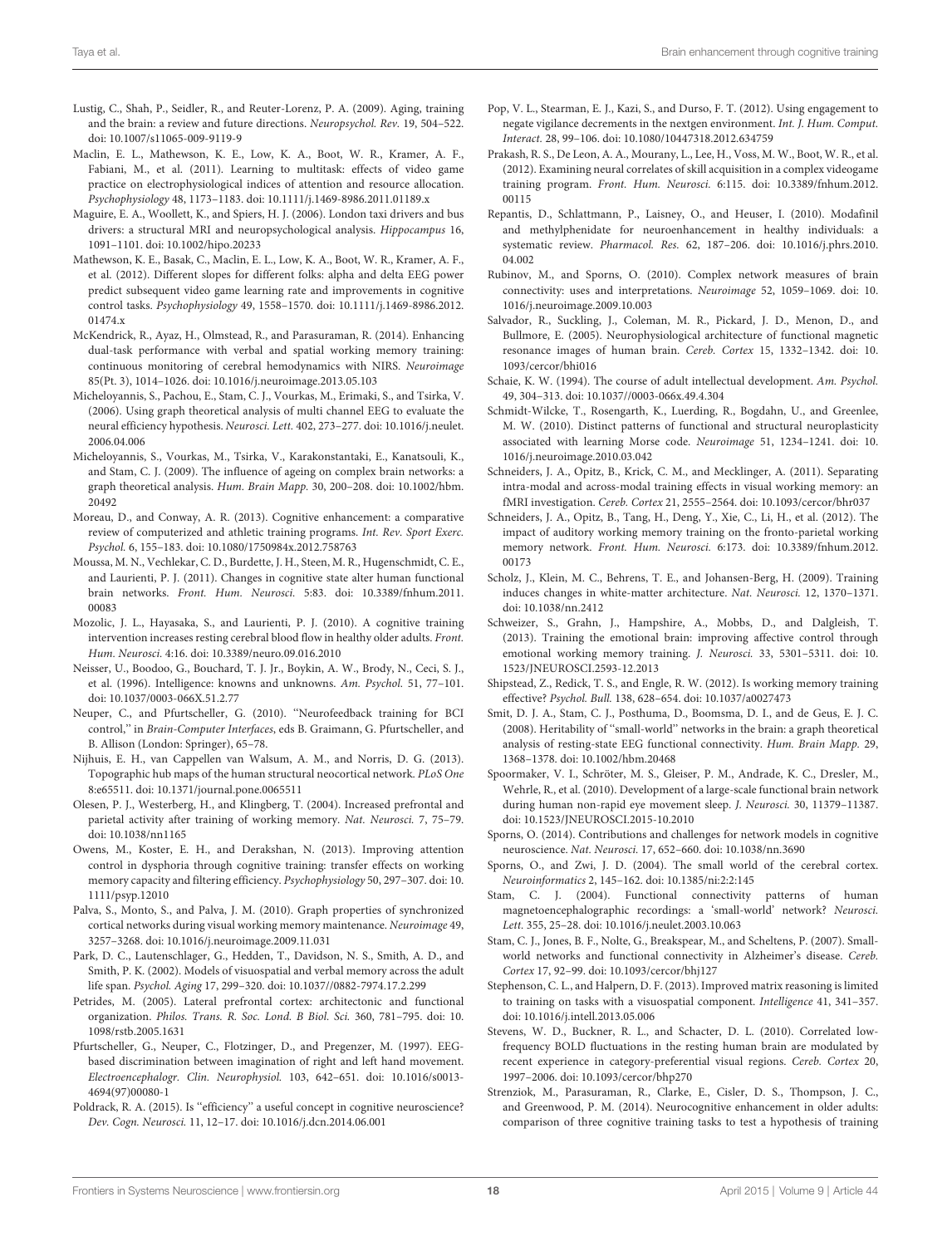Lustig, C., Shah, P., Seidler, R., and Reuter-Lorenz, P. A. (2009). Aging, training and the brain: a review and future directions. *Neuropsychol. Rev.* 19, 504–522. doi: 10.1007/s11065-009-9119-9

Maclin, E. L., Mathewson, K. E., Low, K. A., Boot, W. R., Kramer, A. F., Fabiani, M., et al. (2011). Learning to multitask: effects of video game practice on electrophysiological indices of attention and resource allocation. *Psychophysiology* 48, 1173–1183. doi: 10.1111/j.1469-8986.2011.01189.x

Maguire, E. A., Woollett, K., and Spiers, H. J. (2006). London taxi drivers and bus drivers: a structural MRI and neuropsychological analysis. *Hippocampus* 16, 1091–1101. doi: 10.1002/hipo.20233

Mathewson, K. E., Basak, C., Maclin, E. L., Low, K. A., Boot, W. R., Kramer, A. F., et al. (2012). Different slopes for different folks: alpha and delta EEG power predict subsequent video game learning rate and improvements in cognitive control tasks. *Psychophysiology* 49, 1558–1570. doi: 10.1111/j.1469-8986.2012.01474.x

McKendrick, R., Ayaz, H., Olmstead, R., and Parasuraman, R. (2014). Enhancing dual-task performance with verbal and spatial working memory training: continuous monitoring of cerebral hemodynamics with NIRS. *Neuroimage* 85(Pt. 3), 1014–1026. doi: 10.1016/j.neuroimage.2013.05.103

Micheloyannis, S., Pachou, E., Stam, C. J., Vourkas, M., Erimaki, S., and Tsirka, V. (2006). Using graph theoretical analysis of multi channel EEG to evaluate the neural efficiency hypothesis. *Neurosci. Lett.* 402, 273–277. doi: 10.1016/j.neulet.2006.04.006

Micheloyannis, S., Vourkas, M., Tsirka, V., Karakonstantaki, E., Kanatsouli, K., and Stam, C. J. (2009). The influence of ageing on complex brain networks: a graph theoretical analysis. *Hum. Brain Mapp.* 30, 200–208. doi: 10.1002/hbm.20492

Moreau, D., and Conway, A. R. (2013). Cognitive enhancement: a comparative review of computerized and athletic training programs. *Int. Rev. Sport Exerc. Psychol.* 6, 155–183. doi: 10.1080/1750984x.2012.758763

Moussa, M. N., Vechlekar, C. D., Burdette, J. H., Steen, M. R., Hugenschmidt, C. E., and Laurienti, P. J. (2011). Changes in cognitive state alter human functional brain networks. *Front. Hum. Neurosci.* 5:83. doi: 10.3389/fnhum.2011.00083

Mozolic, J. L., Hayasaka, S., and Laurienti, P. J. (2010). A cognitive training intervention increases resting cerebral blood flow in healthy older adults. *Front. Hum. Neurosci.* 4:16. doi: 10.3389/neuro.09.016.2010

Neisser, U., Boodoo, G., Bouchard, T. J. Jr., Boykin, A. W., Brody, N., Ceci, S. J., et al. (1996). Intelligence: knowns and unknowns. *Am. Psychol.* 51, 77–101. doi: 10.1037/0003-066X.51.2.77

Neuper, C., and Pfurtscheller, G. (2010). "Neurofeedback training for BCI control," in *Brain-Computer Interfaces*, eds B. Graimann, G. Pfurtscheller, and B. Allison (London: Springer), 65–78.

Nijhuis, E. H., van Cappellen van Walsum, A. M., and Norris, D. G. (2013). Topographic hub maps of the human structural neocortical network. *PLoS One* 8:e65511. doi: 10.1371/journal.pone.0065511

Olesen, P. J., Westerberg, H., and Klingberg, T. (2004). Increased prefrontal and parietal activity after training of working memory. *Nat. Neurosci.* 7, 75–79. doi: 10.1038/nn1165

Owens, M., Koster, E. H., and Derakshan, N. (2013). Improving attention control in dysphoria through cognitive training: transfer effects on working memory capacity and filtering efficiency. *Psychophysiology* 50, 297–307. doi: 10.1111/psyp.12010

Palva, S., Monto, S., and Palva, J. M. (2010). Graph properties of synchronized cortical networks during visual working memory maintenance. *Neuroimage* 49, 3257–3268. doi: 10.1016/j.neuroimage.2009.11.031

Park, D. C., Lautenschlager, G., Hedden, T., Davidson, N. S., Smith, A. D., and Smith, P. K. (2002). Models of visuospatial and verbal memory across the adult life span. *Psychol. Aging* 17, 299–320. doi: 10.1037//0882-7974.17.2.299

Petrides, M. (2005). Lateral prefrontal cortex: architectonic and functional organization. *Philos. Trans. R. Soc. Lond. B Biol. Sci.* 360, 781–795. doi: 10.1098/rstb.2005.1631

Pfurtscheller, G., Neuper, C., Flotzinger, D., and Pregenzer, M. (1997). EEG-based discrimination between imagination of right and left hand movement. *Electroencephalogr. Clin. Neurophysiol.* 103, 642–651. doi: 10.1016/s0013-4694(97)00080-1

Poldrack, R. A. (2015). Is "efficiency" a useful concept in cognitive neuroscience? *Dev. Cogn. Neurosci.* 11, 12–17. doi: 10.1016/j.dcn.2014.06.001

Pop, V. L., Stearman, E. J., Kazi, S., and Durso, F. T. (2012). Using engagement to negate vigilance decrements in the nextgen environment. *Int. J. Hum. Comput. Interact.* 28, 99–106. doi: 10.1080/10447318.2012.634759

Prakash, R. S., De Leon, A. A., Mourany, L., Lee, H., Voss, M. W., Boot, W. R., et al. (2012). Examining neural correlates of skill acquisition in a complex videogame training program. *Front. Hum. Neurosci.* 6:115. doi: 10.3389/fnhum.2012.00115

Repantis, D., Schlattmann, P., Laisney, O., and Heuser, I. (2010). Modafinil and methylphenidate for neuroenhancement in healthy individuals: a systematic review. *Pharmacol. Res.* 62, 187–206. doi: 10.1016/j.phrs.2010.04.002

Rubinov, M., and Sporns, O. (2010). Complex network measures of brain connectivity: uses and interpretations. *Neuroimage* 52, 1059–1069. doi: 10.1016/j.neuroimage.2009.10.003

Salvador, R., Suckling, J., Coleman, M. R., Pickard, J. D., Menon, D., and Bullmore, E. (2005). Neurophysiological architecture of functional magnetic resonance images of human brain. *Cereb. Cortex* 15, 1332–1342. doi: 10.1093/cercor/bhi016

Schaie, K. W. (1994). The course of adult intellectual development. *Am. Psychol.* 49, 304–313. doi: 10.1037//0003-066x.49.4.304

Schmidt-Wilcke, T., Rosengarth, K., Luerding, R., Bogdahn, U., and Greenlee, M. W. (2010). Distinct patterns of functional and structural neuroplasticity associated with learning Morse code. *Neuroimage* 51, 1234–1241. doi: 10.1016/j.neuroimage.2010.03.042

Schneiders, J. A., Opitz, B., Krick, C. M., and Mecklinger, A. (2011). Separating intra-modal and across-modal training effects in visual working memory: an fMRI investigation. *Cereb. Cortex* 21, 2555–2564. doi: 10.1093/cercor/bhr037

Schneiders, J. A., Opitz, B., Tang, H., Deng, Y., Xie, C., Li, H., et al. (2012). The impact of auditory working memory training on the fronto-parietal working memory network. *Front. Hum. Neurosci.* 6:173. doi: 10.3389/fnhum.2012.00173

Scholz, J., Klein, M. C., Behrens, T. E., and Johansen-Berg, H. (2009). Training induces changes in white-matter architecture. *Nat. Neurosci.* 12, 1370–1371. doi: 10.1038/nn.2412

Schweizer, S., Grahn, J., Hampshire, A., Mobbs, D., and Dalgleish, T. (2013). Training the emotional brain: improving affective control through emotional working memory training. *J. Neurosci.* 33, 5301–5311. doi: 10.1523/JNEUROSCI.2593-12.2013

Shipstead, Z., Redick, T. S., and Engle, R. W. (2012). Is working memory training effective? *Psychol. Bull.* 138, 628–654. doi: 10.1037/a0027473

Smit, D. J. A., Stam, C. J., Posthuma, D., Boomsma, D. I., and de Geus, E. J. C. (2008). Heritability of "small-world" networks in the brain: a graph theoretical analysis of resting-state EEG functional connectivity. *Hum. Brain Mapp.* 29, 1368–1378. doi: 10.1002/hbm.20468

Spoormaker, V. I., Schröter, M. S., Gleiser, P. M., Andrade, K. C., Dresler, M., Wehrle, R., et al. (2010). Development of a large-scale functional brain network during human non-rapid eye movement sleep. *J. Neurosci.* 30, 11379–11387. doi: 10.1523/JNEUROSCI.2015-10.2010

Sporns, O. (2014). Contributions and challenges for network models in cognitive neuroscience. *Nat. Neurosci.* 17, 652–660. doi: 10.1038/nn.3690

Sporns, O., and Zwi, J. D. (2004). The small world of the cerebral cortex. *Neuroinformatics* 2, 145–162. doi: 10.1385/ni:2:2:145

Stam, C. J. (2004). Functional connectivity patterns of human magnetoencephalographic recordings: a 'small-world' network? *Neurosci. Lett.* 355, 25–28. doi: 10.1016/j.neulet.2003.10.063

Stam, C. J., Jones, B. F., Nolte, G., Breakspear, M., and Scheltens, P. (2007). Small-world networks and functional connectivity in Alzheimer's disease. *Cereb. Cortex* 17, 92–99. doi: 10.1093/cercor/bhj127

Stephenson, C. L., and Halpern, D. F. (2013). Improved matrix reasoning is limited to training on tasks with a visuospatial component. *Intelligence* 41, 341–357. doi: 10.1016/j.intell.2013.05.006

Stevens, W. D., Buckner, R. L., and Schacter, D. L. (2010). Correlated low-frequency BOLD fluctuations in the resting human brain are modulated by recent experience in category-preferential visual regions. *Cereb. Cortex* 20, 1997–2006. doi: 10.1093/cercor/bhp270

Strenziok, M., Parasuraman, R., Clarke, E., Cisler, D. S., Thompson, J. C., and Greenwood, P. M. (2014). Neurocognitive enhancement in older adults: comparison of three cognitive training tasks to test a hypothesis of training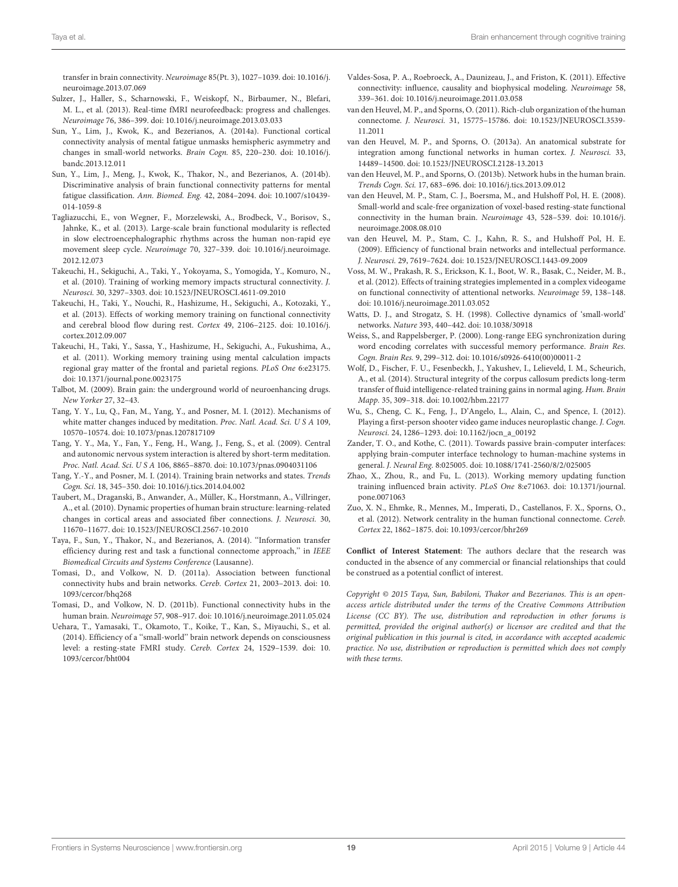transfer in brain connectivity. *Neuroimage* 85(Pt. 3), 1027–1039. doi: 10.1016/j.neuroimage.2013.07.069

Sulzer, J., Haller, S., Scharnowski, F., Weiskopf, N., Birbaumer, N., Blefari, M. L., et al. (2013). Real-time fMRI neurofeedback: progress and challenges. *Neuroimage* 76, 386–399. doi: 10.1016/j.neuroimage.2013.03.033

Sun, Y., Lim, J., Kwok, K., and Bezerianos, A. (2014a). Functional cortical connectivity analysis of mental fatigue unmasks hemispheric asymmetry and changes in small-world networks. *Brain Cogn.* 85, 220–230. doi: 10.1016/j.bandc.2013.12.011

Sun, Y., Lim, J., Meng, J., Kwok, K., Thakor, N., and Bezerianos, A. (2014b). Discriminative analysis of brain functional connectivity patterns for mental fatigue classification. *Ann. Biomed. Eng.* 42, 2084–2094. doi: 10.1007/s10439-014-1059-8

Tagliazucchi, E., von Wegner, F., Morzelewski, A., Brodbeck, V., Borisov, S., Jahnke, K., et al. (2013). Large-scale brain functional modularity is reflected in slow electroencephalographic rhythms across the human non-rapid eye movement sleep cycle. *Neuroimage* 70, 327–339. doi: 10.1016/j.neuroimage.2012.12.073

Takeuchi, H., Sekiguchi, A., Taki, Y., Yokoyama, S., Yomogida, Y., Komuro, N., et al. (2010). Training of working memory impacts structural connectivity. *J. Neurosci.* 30, 3297–3303. doi: 10.1523/JNEUROSCI.4611-09.2010

Takeuchi, H., Taki, Y., Nouchi, R., Hashizume, H., Sekiguchi, A., Kotozaki, Y., et al. (2013). Effects of working memory training on functional connectivity and cerebral blood flow during rest. *Cortex* 49, 2106–2125. doi: 10.1016/j.cortex.2012.09.007

Takeuchi, H., Taki, Y., Sassa, Y., Hashizume, H., Sekiguchi, A., Fukushima, A., et al. (2011). Working memory training using mental calculation impacts regional gray matter of the frontal and parietal regions. *PLoS One* 6:e23175. doi: 10.1371/journal.pone.0023175

Talbot, M. (2009). Brain gain: the underground world of neuroenhancing drugs. *New Yorker* 27, 32–43.

Tang, Y. Y., Lu, Q., Fan, M., Yang, Y., and Posner, M. I. (2012). Mechanisms of white matter changes induced by meditation. *Proc. Natl. Acad. Sci. U S A* 109, 10570–10574. doi: 10.1073/pnas.1207817109

Tang, Y. Y., Ma, Y., Fan, Y., Feng, H., Wang, J., Feng, S., et al. (2009). Central and autonomic nervous system interaction is altered by short-term meditation. *Proc. Natl. Acad. Sci. U S A* 106, 8865–8870. doi: 10.1073/pnas.0904031106

Tang, Y.-Y., and Posner, M. I. (2014). Training brain networks and states. *Trends Cogn. Sci.* 18, 345–350. doi: 10.1016/j.tics.2014.04.002

Taubert, M., Draganski, B., Anwander, A., Müller, K., Horstmann, A., Villringer, A., et al. (2010). Dynamic properties of human brain structure: learning-related changes in cortical areas and associated fiber connections. *J. Neurosci.* 30, 11670–11677. doi: 10.1523/JNEUROSCI.2567-10.2010

Taya, F., Sun, Y., Thakor, N., and Bezerianos, A. (2014). "Information transfer efficiency during rest and task a functional connectome approach," in *IEEE Biomedical Circuits and Systems Conference* (Lausanne).

Tomasi, D., and Volkow, N. D. (2011a). Association between functional connectivity hubs and brain networks. *Cereb. Cortex* 21, 2003–2013. doi: 10.1093/cercor/bhq268

Tomasi, D., and Volkow, N. D. (2011b). Functional connectivity hubs in the human brain. *Neuroimage* 57, 908–917. doi: 10.1016/j.neuroimage.2011.05.024

Uehara, T., Yamasaki, T., Okamoto, T., Koike, T., Kan, S., Miyauchi, S., et al. (2014). Efficiency of a "small-world" brain network depends on consciousness level: a resting-state FMRI study. *Cereb. Cortex* 24, 1529–1539. doi: 10.1093/cercor/bht004

Valdes-Sosa, P. A., Roebroeck, A., Daunizeau, J., and Friston, K. (2011). Effective connectivity: influence, causality and biophysical modeling. *Neuroimage* 58, 339–361. doi: 10.1016/j.neuroimage.2011.03.058

van den Heuvel, M. P., and Sporns, O. (2011). Rich-club organization of the human connectome. *J. Neurosci.* 31, 15775–15786. doi: 10.1523/JNEUROSCI.3539-11.2011

van den Heuvel, M. P., and Sporns, O. (2013a). An anatomical substrate for integration among functional networks in human cortex. *J. Neurosci.* 33, 14489–14500. doi: 10.1523/JNEUROSCI.2128-13.2013

van den Heuvel, M. P., and Sporns, O. (2013b). Network hubs in the human brain. *Trends Cogn. Sci.* 17, 683–696. doi: 10.1016/j.tics.2013.09.012

van den Heuvel, M. P., Stam, C. J., Boersma, M., and Hulshoff Pol, H. E. (2008). Small-world and scale-free organization of voxel-based resting-state functional connectivity in the human brain. *Neuroimage* 43, 528–539. doi: 10.1016/j.neuroimage.2008.08.010

van den Heuvel, M. P., Stam, C. J., Kahn, R. S., and Hulshoff Pol, H. E. (2009). Efficiency of functional brain networks and intellectual performance. *J. Neurosci.* 29, 7619–7624. doi: 10.1523/JNEUROSCI.1443-09.2009

Voss, M. W., Prakash, R. S., Erickson, K. I., Boot, W. R., Basak, C., Neider, M. B., et al. (2012). Effects of training strategies implemented in a complex videogame on functional connectivity of attentional networks. *Neuroimage* 59, 138–148. doi: 10.1016/j.neuroimage.2011.03.052

Watts, D. J., and Strogatz, S. H. (1998). Collective dynamics of 'small-world' networks. *Nature* 393, 440–442. doi: 10.1038/30918

Weiss, S., and Rappelsberger, P. (2000). Long-range EEG synchronization during word encoding correlates with successful memory performance. *Brain Res. Cogn. Brain Res.* 9, 299–312. doi: 10.1016/s0926-6410(00)00011-2

Wolf, D., Fischer, F. U., Fesenbeckh, J., Yakushev, I., Lelieveld, I. M., Scheurich, A., et al. (2014). Structural integrity of the corpus callosum predicts long-term transfer of fluid intelligence-related training gains in normal aging. *Hum. Brain Mapp.* 35, 309–318. doi: 10.1002/hbm.22177

Wu, S., Cheng, C. K., Feng, J., D'Angelo, L., Alain, C., and Spence, I. (2012). Playing a first-person shooter video game induces neuroplastic change. *J. Cogn. Neurosci.* 24, 1286–1293. doi: 10.1162/jocn_a_00192

Zander, T. O., and Kothe, C. (2011). Towards passive brain-computer interfaces: applying brain-computer interface technology to human-machine systems in general. *J. Neural Eng.* 8:025005. doi: 10.1088/1741-2560/8/2/025005

Zhao, X., Zhou, R., and Fu, L. (2013). Working memory updating function training influenced brain activity. *PLoS One* 8:e71063. doi: 10.1371/journal.pone.0071063

Zuo, X. N., Ehmke, R., Mennes, M., Imperati, D., Castellanos, F. X., Sporns, O., et al. (2012). Network centrality in the human functional connectome. *Cereb. Cortex* 22, 1862–1875. doi: 10.1093/cercor/bhr269

**Conflict of Interest Statement**: The authors declare that the research was conducted in the absence of any commercial or financial relationships that could be construed as a potential conflict of interest.

*Copyright © 2015 Taya, Sun, Babiloni, Thakor and Bezerianos. This is an open-access article distributed under the terms of the Creative Commons Attribution License (CC BY). The use, distribution and reproduction in other forums is permitted, provided the original author(s) or licensor are credited and that the original publication in this journal is cited, in accordance with accepted academic practice. No use, distribution or reproduction is permitted which does not comply with these terms.*